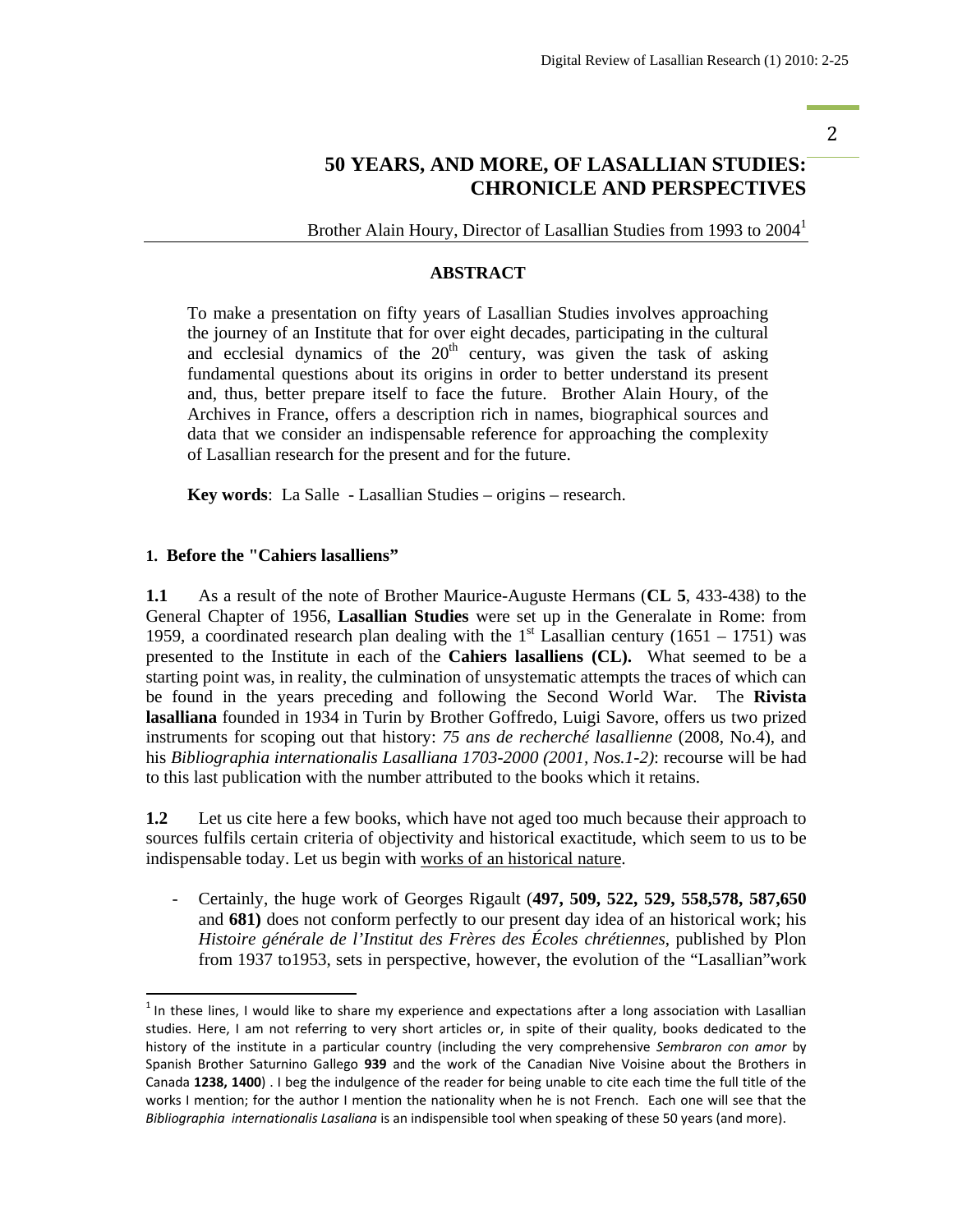# 50 YEARS, AND MORE, OF LASALLIAN STUDIES: CHRONICLE AND PERSPECTIVES

Brother Alain Houry, Director of Lasallian Studies from 1993 to 2004[1]

## ABSTRACT

To make a presentation on fifty years of Lasallian Studies involves approaching the journey of an Institute that for over eight decades, participating in the cultural and ecclesial dynamics of the 20th century, was given the task of asking fundamental questions about its origins in order to better understand its present and, thus, better prepare itself to face the future. Brother Alain Houry, of the Archives in France, offers a description rich in names, biographical sources and data that we consider an indispensable reference for approaching the complexity of Lasallian research for the present and for the future.

**Key words**: La Salle - Lasallian Studies – origins – research.

### 1. Before the "Cahiers lasalliens"

**1.1** As a result of the note of Brother Maurice-Auguste Hermans (**CL 5**, 433-438) to the General Chapter of 1956, **Lasallian Studies** were set up in the Generalate in Rome: from 1959, a coordinated research plan dealing with the 1st Lasallian century (1651 – 1751) was presented to the Institute in each of the **Cahiers lasalliens (CL).** What seemed to be a starting point was, in reality, the culmination of unsystematic attempts the traces of which can be found in the years preceding and following the Second World War. The **Rivista lasalliana** founded in 1934 in Turin by Brother Goffredo, Luigi Savore, offers us two prized instruments for scoping out that history: *75 ans de recherché lasallienne* (2008, No.4), and his *Bibliographia internationalis Lasalliana 1703-2000 (2001, Nos.1-2)*: recourse will be had to this last publication with the number attributed to the books which it retains.

**1.2** Let us cite here a few books, which have not aged too much because their approach to sources fulfils certain criteria of objectivity and historical exactitude, which seem to us to be indispensable today. Let us begin with <u>works of an historical nature</u>.

- Certainly, the huge work of Georges Rigault (**497, 509, 522, 529, 558,578, 587,650** and **681)** does not conform perfectly to our present day idea of an historical work; his *Histoire générale de l'Institut des Frères des Écoles chrétiennes*, published by Plon from 1937 to1953, sets in perspective, however, the evolution of the "Lasallian"work

[1] In these lines, I would like to share my experience and expectations after a long association with Lasallian studies. Here, I am not referring to very short articles or, in spite of their quality, books dedicated to the history of the institute in a particular country (including the very comprehensive *Sembraron con amor* by Spanish Brother Saturnino Gallego **939** and the work of the Canadian Nive Voisine about the Brothers in Canada **1238, 1400**) . I beg the indulgence of the reader for being unable to cite each time the full title of the works I mention; for the author I mention the nationality when he is not French. Each one will see that the *Bibliographia internationalis Lasaliana* is an indispensible tool when speaking of these 50 years (and more).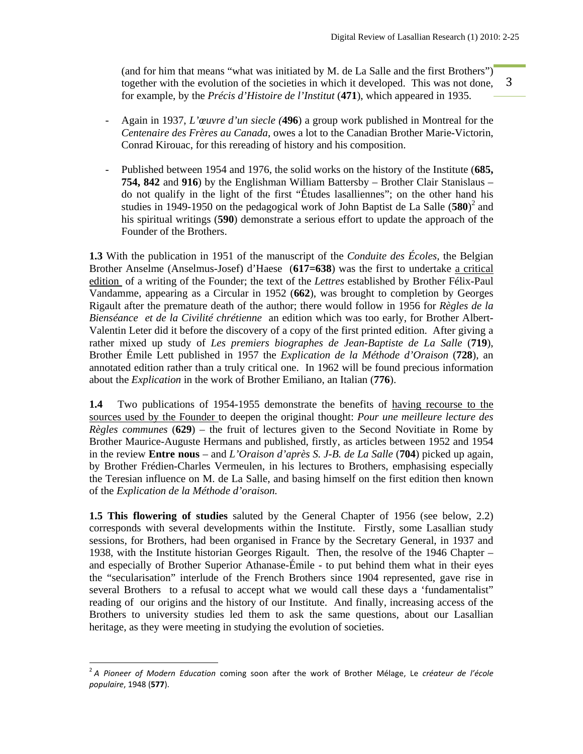(and for him that means "what was initiated by M. de La Salle and the first Brothers") together with the evolution of the societies in which it developed. This was not done, for example, by the *Précis d'Histoire de l'Institut* (**471**), which appeared in 1935.

- Again in 1937, *L'œuvre d'un siecle (***496**) a group work published in Montreal for the *Centenaire des Frères au Canada*, owes a lot to the Canadian Brother Marie-Victorin, Conrad Kirouac, for this rereading of history and his composition.

- Published between 1954 and 1976, the solid works on the history of the Institute (**685, 754, 842** and **916**) by the Englishman William Battersby – Brother Clair Stanislaus – do not qualify in the light of the first "Études lasalliennes"; on the other hand his studies in 1949-1950 on the pedagogical work of John Baptist de La Salle (**580**)[2] and his spiritual writings (**590**) demonstrate a serious effort to update the approach of the Founder of the Brothers.

**1.3** With the publication in 1951 of the manuscript of the *Conduite des Écoles*, the Belgian Brother Anselme (Anselmus-Josef) d'Haese (**617=638**) was the first to undertake <u>a critical edition</u> of a writing of the Founder; the text of the *Lettres* established by Brother Félix-Paul Vandamme, appearing as a Circular in 1952 (**662**), was brought to completion by Georges Rigault after the premature death of the author; there would follow in 1956 for *Règles de la Bienséance et de la Civilité chrétienne* an edition which was too early, for Brother Albert-Valentin Leter did it before the discovery of a copy of the first printed edition. After giving a rather mixed up study of *Les premiers biographes de Jean-Baptiste de La Salle* (**719**), Brother Émile Lett published in 1957 the *Explication de la Méthode d'Oraison* (**728**), an annotated edition rather than a truly critical one. In 1962 will be found precious information about the *Explication* in the work of Brother Emiliano, an Italian (**776**).

**1.4** Two publications of 1954-1955 demonstrate the benefits of <u>having recourse to the sources used by the Founder</u> to deepen the original thought: *Pour une meilleure lecture des Règles communes* (**629**) – the fruit of lectures given to the Second Novitiate in Rome by Brother Maurice-Auguste Hermans and published, firstly, as articles between 1952 and 1954 in the review **Entre nous** – and *L'Oraison d'après S. J-B. de La Salle* (**704**) picked up again, by Brother Frédien-Charles Vermeulen, in his lectures to Brothers, emphasising especially the Teresian influence on M. de La Salle, and basing himself on the first edition then known of the *Explication de la Méthode d'oraison.*

**1.5 This flowering of studies** saluted by the General Chapter of 1956 (see below, 2.2) corresponds with several developments within the Institute. Firstly, some Lasallian study sessions, for Brothers, had been organised in France by the Secretary General, in 1937 and 1938, with the Institute historian Georges Rigault. Then, the resolve of the 1946 Chapter – and especially of Brother Superior Athanase-Émile - to put behind them what in their eyes the "secularisation" interlude of the French Brothers since 1904 represented, gave rise in several Brothers to a refusal to accept what we would call these days a 'fundamentalist" reading of our origins and the history of our Institute. And finally, increasing access of the Brothers to university studies led them to ask the same questions, about our Lasallian heritage, as they were meeting in studying the evolution of societies.

---

[2] *A Pioneer of Modern Education* coming soon after the work of Brother Mélage, Le *créateur de l'école populaire*, 1948 (**577**).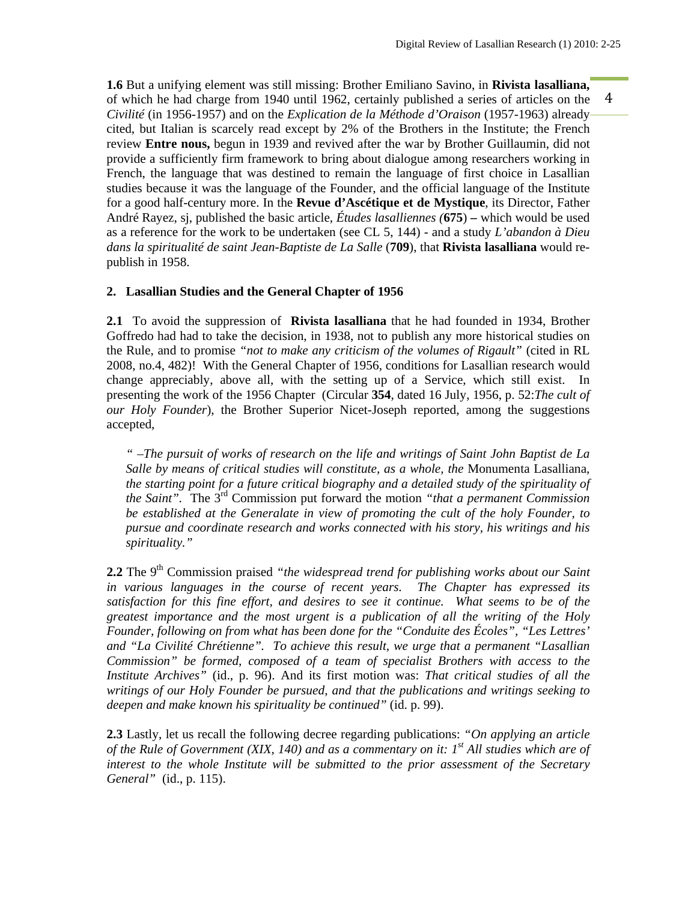**1.6** But a unifying element was still missing: Brother Emiliano Savino, in **Rivista lasalliana,** of which he had charge from 1940 until 1962, certainly published a series of articles on the *Civilité* (in 1956-1957) and on the *Explication de la Méthode d'Oraison* (1957-1963) already cited, but Italian is scarcely read except by 2% of the Brothers in the Institute; the French review **Entre nous,** begun in 1939 and revived after the war by Brother Guillaumin, did not provide a sufficiently firm framework to bring about dialogue among researchers working in French, the language that was destined to remain the language of first choice in Lasallian studies because it was the language of the Founder, and the official language of the Institute for a good half-century more. In the **Revue d'Ascétique et de Mystique**, its Director, Father André Rayez, sj, published the basic article, *Études lasalliennes (***675**) **–** which would be used as a reference for the work to be undertaken (see CL 5, 144) - and a study *L'abandon à Dieu dans la spiritualité de saint Jean-Baptiste de La Salle* (**709**), that **Rivista lasalliana** would re-publish in 1958.

## 2. Lasallian Studies and the General Chapter of 1956

**2.1** To avoid the suppression of **Rivista lasalliana** that he had founded in 1934, Brother Goffredo had had to take the decision, in 1938, not to publish any more historical studies on the Rule, and to promise *"not to make any criticism of the volumes of Rigault"* (cited in RL 2008, no.4, 482)! With the General Chapter of 1956, conditions for Lasallian research would change appreciably, above all, with the setting up of a Service, which still exist. In presenting the work of the 1956 Chapter (Circular **354**, dated 16 July, 1956, p. 52:*The cult of our Holy Founder*), the Brother Superior Nicet-Joseph reported, among the suggestions accepted,

> *" –The pursuit of works of research on the life and writings of Saint John Baptist de La Salle by means of critical studies will constitute, as a whole, the* Monumenta Lasalliana, *the starting point for a future critical biography and a detailed study of the spirituality of the Saint".* The 3rd Commission put forward the motion *"that a permanent Commission be established at the Generalate in view of promoting the cult of the holy Founder, to pursue and coordinate research and works connected with his story, his writings and his spirituality."*

**2.2** The 9th Commission praised *"the widespread trend for publishing works about our Saint in various languages in the course of recent years. The Chapter has expressed its satisfaction for this fine effort, and desires to see it continue. What seems to be of the greatest importance and the most urgent is a publication of all the writing of the Holy Founder, following on from what has been done for the "Conduite des Écoles", "Les Lettres' and "La Civilité Chrétienne". To achieve this result, we urge that a permanent "Lasallian Commission" be formed, composed of a team of specialist Brothers with access to the Institute Archives"* (id., p. 96). And its first motion was: *That critical studies of all the writings of our Holy Founder be pursued, and that the publications and writings seeking to deepen and make known his spirituality be continued"* (id. p. 99).

**2.3** Lastly, let us recall the following decree regarding publications: *"On applying an article of the Rule of Government (XIX, 140) and as a commentary on it: 1st All studies which are of interest to the whole Institute will be submitted to the prior assessment of the Secretary General"* (id., p. 115).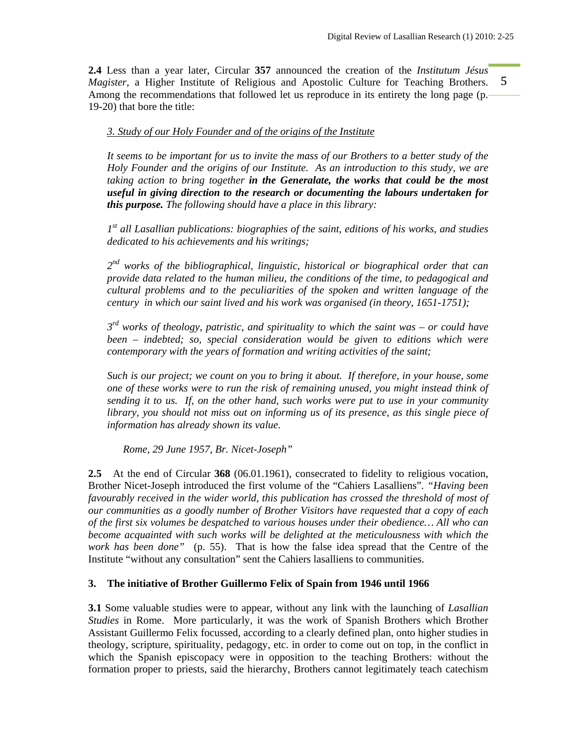**2.4** Less than a year later, Circular **357** announced the creation of the *Institutum Jésus Magister*, a Higher Institute of Religious and Apostolic Culture for Teaching Brothers. Among the recommendations that followed let us reproduce in its entirety the long page (p. 19-20) that bore the title:

> *3. Study of our Holy Founder and of the origins of the Institute*
>
> *It seems to be important for us to invite the mass of our Brothers to a better study of the Holy Founder and the origins of our Institute. As an introduction to this study, we are taking action to bring together* ***in the Generalate, the works that could be the most useful in giving direction to the research or documenting the labours undertaken for this purpose.*** *The following should have a place in this library:*
>
> *1st all Lasallian publications: biographies of the saint, editions of his works, and studies dedicated to his achievements and his writings;*
>
> *2nd works of the bibliographical, linguistic, historical or biographical order that can provide data related to the human milieu, the conditions of the time, to pedagogical and cultural problems and to the peculiarities of the spoken and written language of the century in which our saint lived and his work was organised (in theory, 1651-1751);*
>
> *3rd works of theology, patristic, and spirituality to which the saint was – or could have been – indebted; so, special consideration would be given to editions which were contemporary with the years of formation and writing activities of the saint;*
>
> *Such is our project; we count on you to bring it about. If therefore, in your house, some one of these works were to run the risk of remaining unused, you might instead think of sending it to us. If, on the other hand, such works were put to use in your community library, you should not miss out on informing us of its presence, as this single piece of information has already shown its value.*
>
> *Rome, 29 June 1957, Br. Nicet-Joseph"*

**2.5** At the end of Circular **368** (06.01.1961), consecrated to fidelity to religious vocation, Brother Nicet-Joseph introduced the first volume of the "Cahiers Lasalliens". *"Having been favourably received in the wider world, this publication has crossed the threshold of most of our communities as a goodly number of Brother Visitors have requested that a copy of each of the first six volumes be despatched to various houses under their obedience… All who can become acquainted with such works will be delighted at the meticulousness with which the work has been done"* (p. 55). That is how the false idea spread that the Centre of the Institute "without any consultation" sent the Cahiers lasalliens to communities.

## 3. The initiative of Brother Guillermo Felix of Spain from 1946 until 1966

**3.1** Some valuable studies were to appear, without any link with the launching of *Lasallian Studies* in Rome. More particularly, it was the work of Spanish Brothers which Brother Assistant Guillermo Felix focussed, according to a clearly defined plan, onto higher studies in theology, scripture, spirituality, pedagogy, etc. in order to come out on top, in the conflict in which the Spanish episcopacy were in opposition to the teaching Brothers: without the formation proper to priests, said the hierarchy, Brothers cannot legitimately teach catechism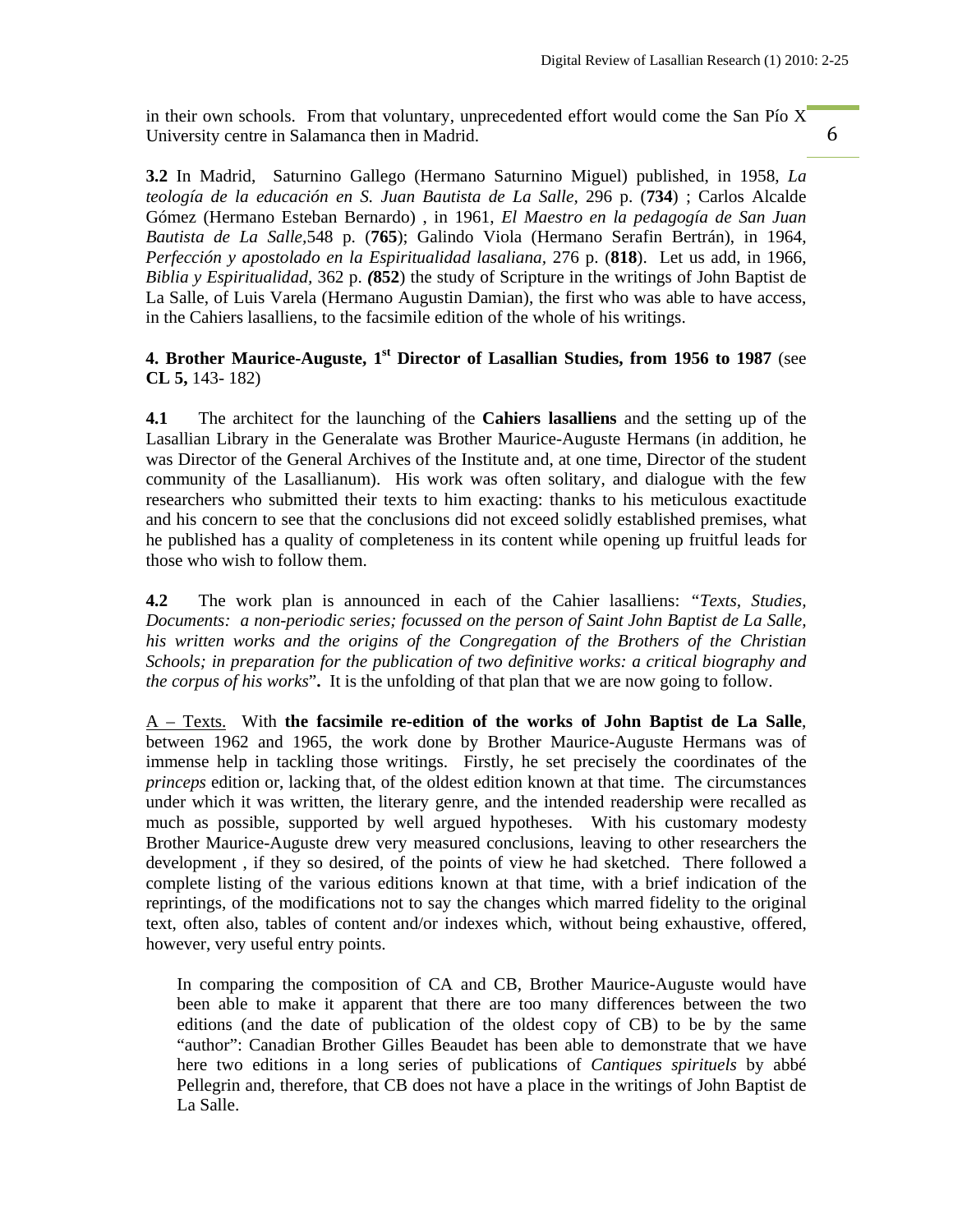in their own schools. From that voluntary, unprecedented effort would come the San Pío X University centre in Salamanca then in Madrid.

**3.2** In Madrid, Saturnino Gallego (Hermano Saturnino Miguel) published, in 1958, *La teología de la educación en S. Juan Bautista de La Salle*, 296 p. (**734**) ; Carlos Alcalde Gómez (Hermano Esteban Bernardo) , in 1961, *El Maestro en la pedagogía de San Juan Bautista de La Salle*,548 p. (**765**); Galindo Viola (Hermano Serafin Bertrán), in 1964, *Perfección y apostolado en la Espiritualidad lasaliana*, 276 p. (**818**). Let us add, in 1966, *Biblia y Espiritualidad*, 362 p. (**852**) the study of Scripture in the writings of John Baptist de La Salle, of Luis Varela (Hermano Augustin Damian), the first who was able to have access, in the Cahiers lasalliens, to the facsimile edition of the whole of his writings.

### 4. Brother Maurice-Auguste, 1st Director of Lasallian Studies, from 1956 to 1987 (see CL 5, 143- 182)

**4.1** The architect for the launching of the **Cahiers lasalliens** and the setting up of the Lasallian Library in the Generalate was Brother Maurice-Auguste Hermans (in addition, he was Director of the General Archives of the Institute and, at one time, Director of the student community of the Lasallianum). His work was often solitary, and dialogue with the few researchers who submitted their texts to him exacting: thanks to his meticulous exactitude and his concern to see that the conclusions did not exceed solidly established premises, what he published has a quality of completeness in its content while opening up fruitful leads for those who wish to follow them.

**4.2** The work plan is announced in each of the Cahier lasalliens: "*Texts, Studies, Documents: a non-periodic series; focussed on the person of Saint John Baptist de La Salle, his written works and the origins of the Congregation of the Brothers of the Christian Schools; in preparation for the publication of two definitive works: a critical biography and the corpus of his works*"**.** It is the unfolding of that plan that we are now going to follow.

A – Texts. With **the facsimile re-edition of the works of John Baptist de La Salle**, between 1962 and 1965, the work done by Brother Maurice-Auguste Hermans was of immense help in tackling those writings. Firstly, he set precisely the coordinates of the *princeps* edition or, lacking that, of the oldest edition known at that time. The circumstances under which it was written, the literary genre, and the intended readership were recalled as much as possible, supported by well argued hypotheses. With his customary modesty Brother Maurice-Auguste drew very measured conclusions, leaving to other researchers the development , if they so desired, of the points of view he had sketched. There followed a complete listing of the various editions known at that time, with a brief indication of the reprintings, of the modifications not to say the changes which marred fidelity to the original text, often also, tables of content and/or indexes which, without being exhaustive, offered, however, very useful entry points.

> In comparing the composition of CA and CB, Brother Maurice-Auguste would have been able to make it apparent that there are too many differences between the two editions (and the date of publication of the oldest copy of CB) to be by the same "author": Canadian Brother Gilles Beaudet has been able to demonstrate that we have here two editions in a long series of publications of *Cantiques spirituels* by abbé Pellegrin and, therefore, that CB does not have a place in the writings of John Baptist de La Salle.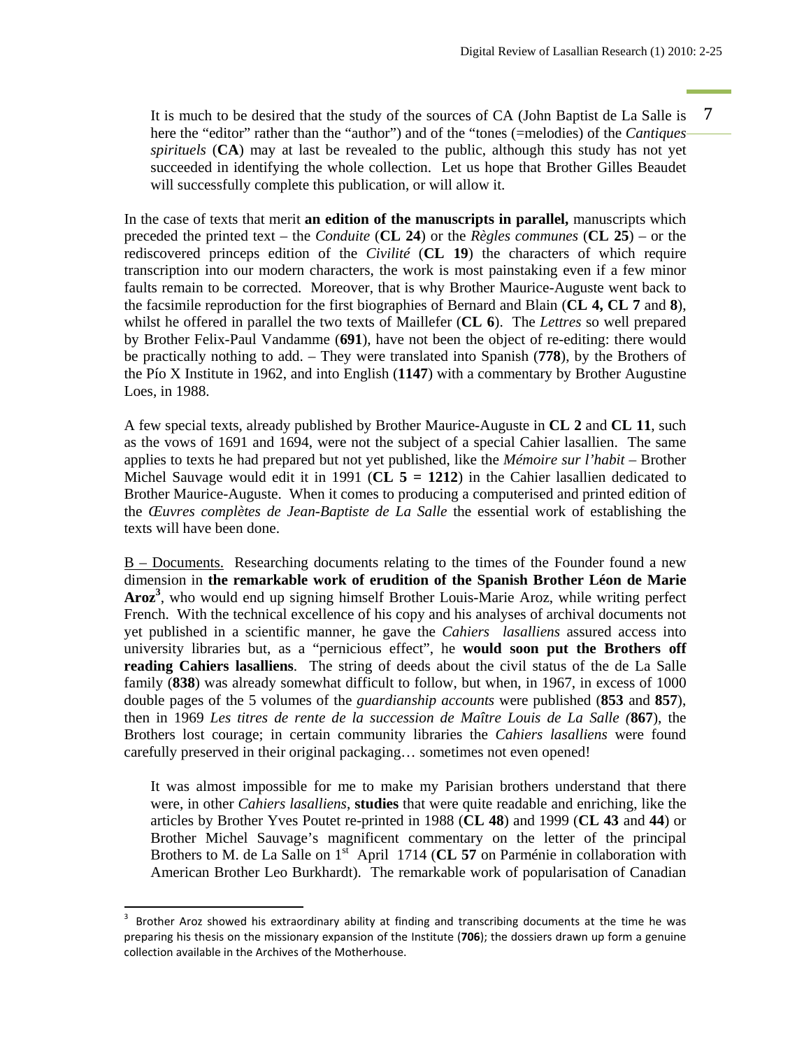> It is much to be desired that the study of the sources of CA (John Baptist de La Salle is here the "editor" rather than the "author") and of the "tones (=melodies) of the *Cantiques spirituels* (**CA**) may at last be revealed to the public, although this study has not yet succeeded in identifying the whole collection. Let us hope that Brother Gilles Beaudet will successfully complete this publication, or will allow it.

In the case of texts that merit **an edition of the manuscripts in parallel,** manuscripts which preceded the printed text – the *Conduite* (**CL 24**) or the *Règles communes* (**CL 25**) – or the rediscovered princeps edition of the *Civilité* (**CL 19**) the characters of which require transcription into our modern characters, the work is most painstaking even if a few minor faults remain to be corrected. Moreover, that is why Brother Maurice-Auguste went back to the facsimile reproduction for the first biographies of Bernard and Blain (**CL 4, CL 7** and **8**), whilst he offered in parallel the two texts of Maillefer (**CL 6**). The *Lettres* so well prepared by Brother Felix-Paul Vandamme (**691**), have not been the object of re-editing: there would be practically nothing to add. – They were translated into Spanish (**778**), by the Brothers of the Pío X Institute in 1962, and into English (**1147**) with a commentary by Brother Augustine Loes, in 1988.

A few special texts, already published by Brother Maurice-Auguste in **CL 2** and **CL 11**, such as the vows of 1691 and 1694, were not the subject of a special Cahier lasallien. The same applies to texts he had prepared but not yet published, like the *Mémoire sur l'habit* – Brother Michel Sauvage would edit it in 1991 (**CL 5 = 1212**) in the Cahier lasallien dedicated to Brother Maurice-Auguste. When it comes to producing a computerised and printed edition of the *Œuvres complètes de Jean-Baptiste de La Salle* the essential work of establishing the texts will have been done.

B – Documents. Researching documents relating to the times of the Founder found a new dimension in **the remarkable work of erudition of the Spanish Brother Léon de Marie Aroz**[3], who would end up signing himself Brother Louis-Marie Aroz, while writing perfect French. With the technical excellence of his copy and his analyses of archival documents not yet published in a scientific manner, he gave the *Cahiers lasalliens* assured access into university libraries but, as a "pernicious effect", he **would soon put the Brothers off reading Cahiers lasalliens**. The string of deeds about the civil status of the de La Salle family (**838**) was already somewhat difficult to follow, but when, in 1967, in excess of 1000 double pages of the 5 volumes of the *guardianship accounts* were published (**853** and **857**), then in 1969 *Les titres de rente de la succession de Maître Louis de La Salle (***867**), the Brothers lost courage; in certain community libraries the *Cahiers lasalliens* were found carefully preserved in their original packaging… sometimes not even opened!

> It was almost impossible for me to make my Parisian brothers understand that there were, in other *Cahiers lasalliens*, **studies** that were quite readable and enriching, like the articles by Brother Yves Poutet re-printed in 1988 (**CL 48**) and 1999 (**CL 43** and **44**) or Brother Michel Sauvage's magnificent commentary on the letter of the principal Brothers to M. de La Salle on 1st April 1714 (**CL 57** on Parménie in collaboration with American Brother Leo Burkhardt). The remarkable work of popularisation of Canadian

[3] Brother Aroz showed his extraordinary ability at finding and transcribing documents at the time he was preparing his thesis on the missionary expansion of the Institute (**706**); the dossiers drawn up form a genuine collection available in the Archives of the Motherhouse.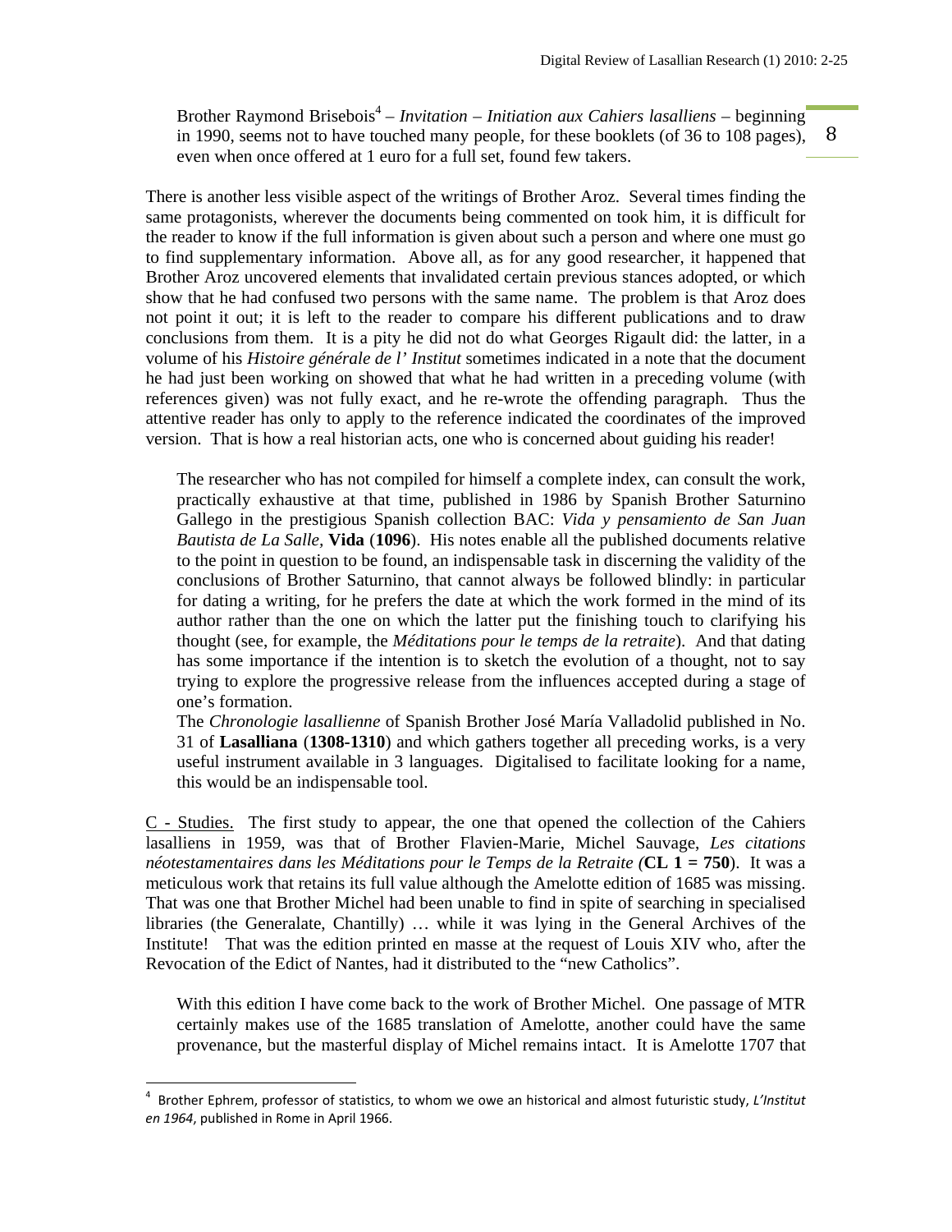Brother Raymond Brisebois[4] – *Invitation – Initiation aux Cahiers lasalliens* – beginning in 1990, seems not to have touched many people, for these booklets (of 36 to 108 pages), even when once offered at 1 euro for a full set, found few takers.

There is another less visible aspect of the writings of Brother Aroz. Several times finding the same protagonists, wherever the documents being commented on took him, it is difficult for the reader to know if the full information is given about such a person and where one must go to find supplementary information. Above all, as for any good researcher, it happened that Brother Aroz uncovered elements that invalidated certain previous stances adopted, or which show that he had confused two persons with the same name. The problem is that Aroz does not point it out; it is left to the reader to compare his different publications and to draw conclusions from them. It is a pity he did not do what Georges Rigault did: the latter, in a volume of his *Histoire générale de l' Institut* sometimes indicated in a note that the document he had just been working on showed that what he had written in a preceding volume (with references given) was not fully exact, and he re-wrote the offending paragraph. Thus the attentive reader has only to apply to the reference indicated the coordinates of the improved version. That is how a real historian acts, one who is concerned about guiding his reader!

The researcher who has not compiled for himself a complete index, can consult the work, practically exhaustive at that time, published in 1986 by Spanish Brother Saturnino Gallego in the prestigious Spanish collection BAC: *Vida y pensamiento de San Juan Bautista de La Salle*, **Vida** (**1096**). His notes enable all the published documents relative to the point in question to be found, an indispensable task in discerning the validity of the conclusions of Brother Saturnino, that cannot always be followed blindly: in particular for dating a writing, for he prefers the date at which the work formed in the mind of its author rather than the one on which the latter put the finishing touch to clarifying his thought (see, for example, the *Méditations pour le temps de la retraite*). And that dating has some importance if the intention is to sketch the evolution of a thought, not to say trying to explore the progressive release from the influences accepted during a stage of one's formation.
The *Chronologie lasallienne* of Spanish Brother José María Valladolid published in No. 31 of **Lasalliana** (**1308-1310**) and which gathers together all preceding works, is a very useful instrument available in 3 languages. Digitalised to facilitate looking for a name, this would be an indispensable tool.

C - Studies. The first study to appear, the one that opened the collection of the Cahiers lasalliens in 1959, was that of Brother Flavien-Marie, Michel Sauvage, *Les citations néotestamentaires dans les Méditations pour le Temps de la Retraite* (**CL 1 = 750**). It was a meticulous work that retains its full value although the Amelotte edition of 1685 was missing. That was one that Brother Michel had been unable to find in spite of searching in specialised libraries (the Generalate, Chantilly) … while it was lying in the General Archives of the Institute! That was the edition printed en masse at the request of Louis XIV who, after the Revocation of the Edict of Nantes, had it distributed to the "new Catholics".

With this edition I have come back to the work of Brother Michel. One passage of MTR certainly makes use of the 1685 translation of Amelotte, another could have the same provenance, but the masterful display of Michel remains intact. It is Amelotte 1707 that

[4] Brother Ephrem, professor of statistics, to whom we owe an historical and almost futuristic study, *L'Institut en 1964*, published in Rome in April 1966.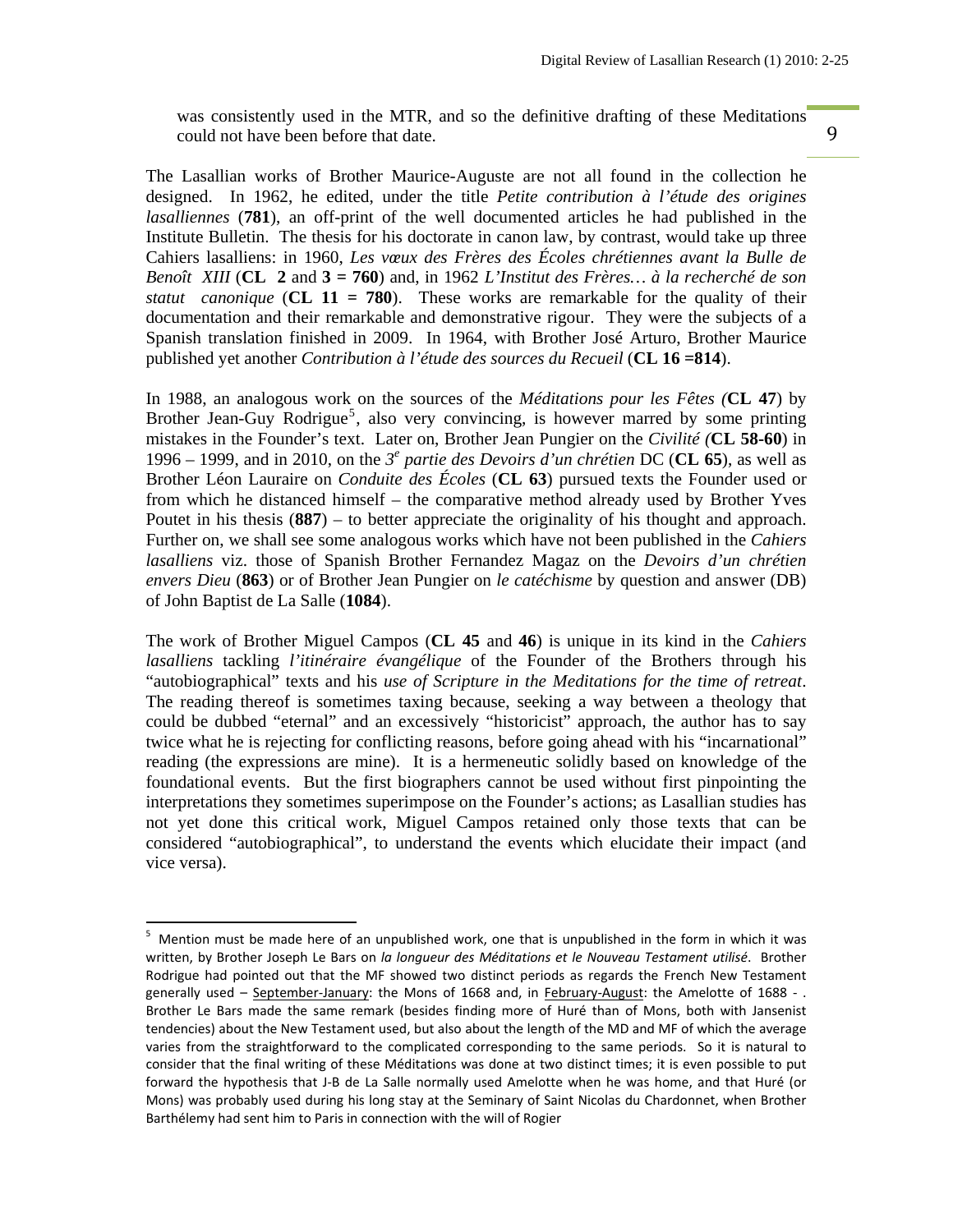was consistently used in the MTR, and so the definitive drafting of these Meditations could not have been before that date.

The Lasallian works of Brother Maurice-Auguste are not all found in the collection he designed. In 1962, he edited, under the title *Petite contribution à l'étude des origines lasalliennes* (**781**), an off-print of the well documented articles he had published in the Institute Bulletin. The thesis for his doctorate in canon law, by contrast, would take up three Cahiers lasalliens: in 1960, *Les vœux des Frères des Écoles chrétiennes avant la Bulle de Benoît XIII* (**CL 2** and **3 = 760**) and, in 1962 *L'Institut des Frères… à la recherché de son statut canonique* (**CL 11 = 780**). These works are remarkable for the quality of their documentation and their remarkable and demonstrative rigour. They were the subjects of a Spanish translation finished in 2009. In 1964, with Brother José Arturo, Brother Maurice published yet another *Contribution à l'étude des sources du Recueil* (**CL 16 =814**).

In 1988, an analogous work on the sources of the *Méditations pour les Fêtes (***CL 47**) by Brother Jean-Guy Rodrigue[5], also very convincing, is however marred by some printing mistakes in the Founder's text. Later on, Brother Jean Pungier on the *Civilité (***CL 58-60**) in 1996 – 1999, and in 2010, on the *3e partie des Devoirs d'un chrétien* DC (**CL 65**), as well as Brother Léon Lauraire on *Conduite des Écoles* (**CL 63**) pursued texts the Founder used or from which he distanced himself – the comparative method already used by Brother Yves Poutet in his thesis (**887**) – to better appreciate the originality of his thought and approach. Further on, we shall see some analogous works which have not been published in the *Cahiers lasalliens* viz. those of Spanish Brother Fernandez Magaz on the *Devoirs d'un chrétien envers Dieu* (**863**) or of Brother Jean Pungier on *le catéchisme* by question and answer (DB) of John Baptist de La Salle (**1084**).

The work of Brother Miguel Campos (**CL 45** and **46**) is unique in its kind in the *Cahiers lasalliens* tackling *l'itinéraire évangélique* of the Founder of the Brothers through his "autobiographical" texts and his *use of Scripture in the Meditations for the time of retreat*. The reading thereof is sometimes taxing because, seeking a way between a theology that could be dubbed "eternal" and an excessively "historicist" approach, the author has to say twice what he is rejecting for conflicting reasons, before going ahead with his "incarnational" reading (the expressions are mine). It is a hermeneutic solidly based on knowledge of the foundational events. But the first biographers cannot be used without first pinpointing the interpretations they sometimes superimpose on the Founder's actions; as Lasallian studies has not yet done this critical work, Miguel Campos retained only those texts that can be considered "autobiographical", to understand the events which elucidate their impact (and vice versa).

---

[5] Mention must be made here of an unpublished work, one that is unpublished in the form in which it was written, by Brother Joseph Le Bars on *la longueur des Méditations et le Nouveau Testament utilisé*. Brother Rodrigue had pointed out that the MF showed two distinct periods as regards the French New Testament generally used – September-January: the Mons of 1668 and, in February-August: the Amelotte of 1688 - . Brother Le Bars made the same remark (besides finding more of Huré than of Mons, both with Jansenist tendencies) about the New Testament used, but also about the length of the MD and MF of which the average varies from the straightforward to the complicated corresponding to the same periods. So it is natural to consider that the final writing of these Méditations was done at two distinct times; it is even possible to put forward the hypothesis that J-B de La Salle normally used Amelotte when he was home, and that Huré (or Mons) was probably used during his long stay at the Seminary of Saint Nicolas du Chardonnet, when Brother Barthélemy had sent him to Paris in connection with the will of Rogier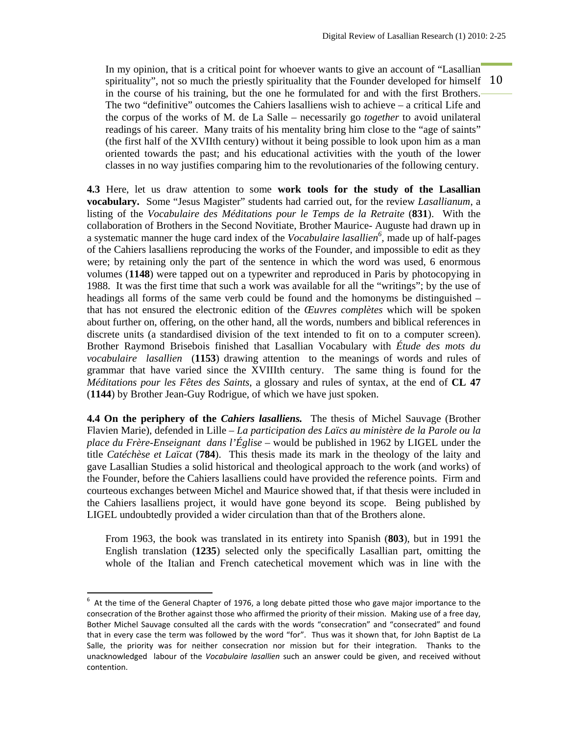In my opinion, that is a critical point for whoever wants to give an account of "Lasallian spirituality", not so much the priestly spirituality that the Founder developed for himself in the course of his training, but the one he formulated for and with the first Brothers. The two "definitive" outcomes the Cahiers lasalliens wish to achieve – a critical Life and the corpus of the works of M. de La Salle – necessarily go *together* to avoid unilateral readings of his career. Many traits of his mentality bring him close to the "age of saints" (the first half of the XVIIth century) without it being possible to look upon him as a man oriented towards the past; and his educational activities with the youth of the lower classes in no way justifies comparing him to the revolutionaries of the following century.

**4.3** Here, let us draw attention to some **work tools for the study of the Lasallian vocabulary.** Some "Jesus Magister" students had carried out, for the review *Lasallianum*, a listing of the *Vocabulaire des Méditations pour le Temps de la Retraite* (**831**). With the collaboration of Brothers in the Second Novitiate, Brother Maurice- Auguste had drawn up in a systematic manner the huge card index of the *Vocabulaire lasallien*[6], made up of half-pages of the Cahiers lasalliens reproducing the works of the Founder, and impossible to edit as they were; by retaining only the part of the sentence in which the word was used, 6 enormous volumes (**1148**) were tapped out on a typewriter and reproduced in Paris by photocopying in 1988. It was the first time that such a work was available for all the "writings"; by the use of headings all forms of the same verb could be found and the homonyms be distinguished – that has not ensured the electronic edition of the *Œuvres complètes* which will be spoken about further on, offering, on the other hand, all the words, numbers and biblical references in discrete units (a standardised division of the text intended to fit on to a computer screen). Brother Raymond Brisebois finished that Lasallian Vocabulary with *Étude des mots du vocabulaire lasallien* (**1153**) drawing attention to the meanings of words and rules of grammar that have varied since the XVIIIth century. The same thing is found for the *Méditations pour les Fêtes des Saints*, a glossary and rules of syntax, at the end of **CL 47** (**1144**) by Brother Jean-Guy Rodrigue, of which we have just spoken.

**4.4 On the periphery of the *Cahiers lasalliens.*** The thesis of Michel Sauvage (Brother Flavien Marie), defended in Lille – *La participation des Laïcs au ministère de la Parole ou la place du Frère-Enseignant dans l'Église* – would be published in 1962 by LIGEL under the title *Catéchèse et Laïcat* (**784**). This thesis made its mark in the theology of the laity and gave Lasallian Studies a solid historical and theological approach to the work (and works) of the Founder, before the Cahiers lasalliens could have provided the reference points. Firm and courteous exchanges between Michel and Maurice showed that, if that thesis were included in the Cahiers lasalliens project, it would have gone beyond its scope. Being published by LIGEL undoubtedly provided a wider circulation than that of the Brothers alone.

From 1963, the book was translated in its entirety into Spanish (**803**), but in 1991 the English translation (**1235**) selected only the specifically Lasallian part, omitting the whole of the Italian and French catechetical movement which was in line with the

---

[6] At the time of the General Chapter of 1976, a long debate pitted those who gave major importance to the consecration of the Brother against those who affirmed the priority of their mission. Making use of a free day, Bother Michel Sauvage consulted all the cards with the words "consecration" and "consecrated" and found that in every case the term was followed by the word "for". Thus was it shown that, for John Baptist de La Salle, the priority was for neither consecration nor mission but for their integration. Thanks to the unacknowledged labour of the *Vocabulaire lasallien* such an answer could be given, and received without contention.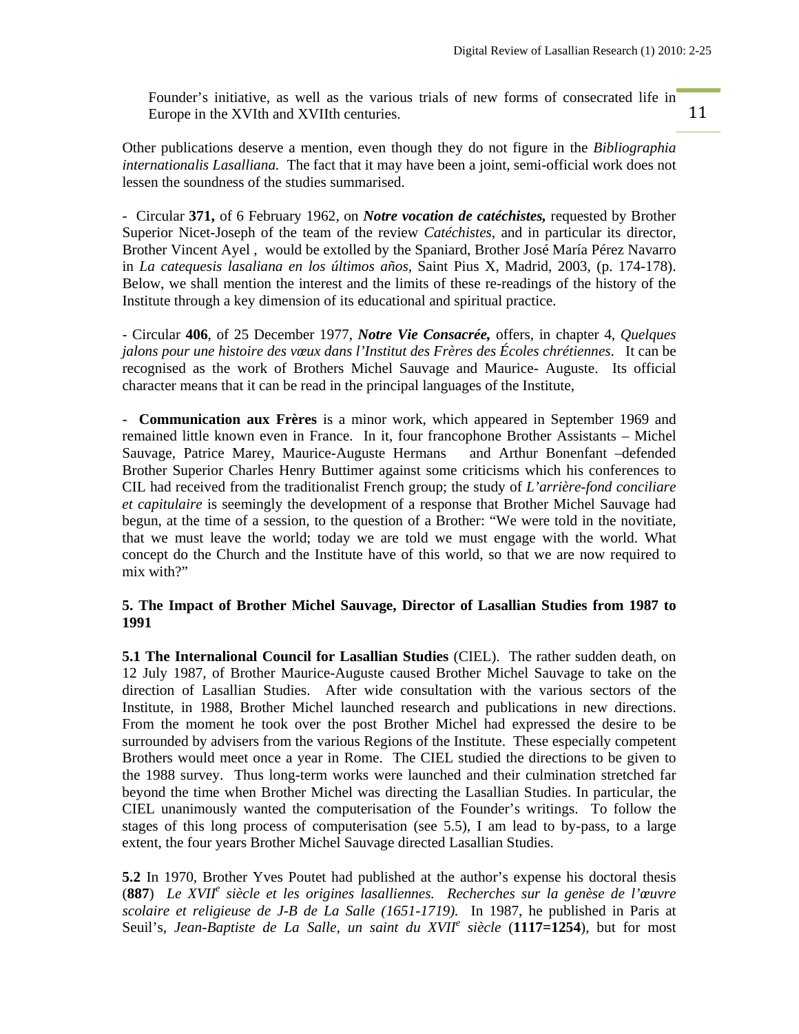Founder's initiative, as well as the various trials of new forms of consecrated life in Europe in the XVIth and XVIIth centuries.

Other publications deserve a mention, even though they do not figure in the *Bibliographia internationalis Lasalliana.* The fact that it may have been a joint, semi-official work does not lessen the soundness of the studies summarised.

- Circular **371,** of 6 February 1962, on ***Notre vocation de catéchistes,*** requested by Brother Superior Nicet-Joseph of the team of the review *Catéchistes*, and in particular its director, Brother Vincent Ayel , would be extolled by the Spaniard, Brother José María Pérez Navarro in *La catequesis lasaliana en los últimos años*, Saint Pius X, Madrid, 2003, (p. 174-178). Below, we shall mention the interest and the limits of these re-readings of the history of the Institute through a key dimension of its educational and spiritual practice.

- Circular **406**, of 25 December 1977, ***Notre Vie Consacrée,*** offers, in chapter 4, *Quelques jalons pour une histoire des vœux dans l'Institut des Frères des Écoles chrétiennes*. It can be recognised as the work of Brothers Michel Sauvage and Maurice- Auguste. Its official character means that it can be read in the principal languages of the Institute,

- **Communication aux Frères** is a minor work, which appeared in September 1969 and remained little known even in France. In it, four francophone Brother Assistants – Michel Sauvage, Patrice Marey, Maurice-Auguste Hermans and Arthur Bonenfant –defended Brother Superior Charles Henry Buttimer against some criticisms which his conferences to CIL had received from the traditionalist French group; the study of *L'arrière-fond conciliare et capitulaire* is seemingly the development of a response that Brother Michel Sauvage had begun, at the time of a session, to the question of a Brother: "We were told in the novitiate, that we must leave the world; today we are told we must engage with the world. What concept do the Church and the Institute have of this world, so that we are now required to mix with?"

**5. The Impact of Brother Michel Sauvage, Director of Lasallian Studies from 1987 to 1991**

**5.1 The Internalional Council for Lasallian Studies** (CIEL). The rather sudden death, on 12 July 1987, of Brother Maurice-Auguste caused Brother Michel Sauvage to take on the direction of Lasallian Studies. After wide consultation with the various sectors of the Institute, in 1988, Brother Michel launched research and publications in new directions. From the moment he took over the post Brother Michel had expressed the desire to be surrounded by advisers from the various Regions of the Institute. These especially competent Brothers would meet once a year in Rome. The CIEL studied the directions to be given to the 1988 survey. Thus long-term works were launched and their culmination stretched far beyond the time when Brother Michel was directing the Lasallian Studies. In particular, the CIEL unanimously wanted the computerisation of the Founder's writings. To follow the stages of this long process of computerisation (see 5.5), I am lead to by-pass, to a large extent, the four years Brother Michel Sauvage directed Lasallian Studies.

**5.2** In 1970, Brother Yves Poutet had published at the author's expense his doctoral thesis (**887**) *Le XVII[e] siècle et les origines lasalliennes. Recherches sur la genèse de l'œuvre scolaire et religieuse de J-B de La Salle (1651-1719).* In 1987, he published in Paris at Seuil's, *Jean-Baptiste de La Salle, un saint du XVII[e] siècle* (**1117=1254**), but for most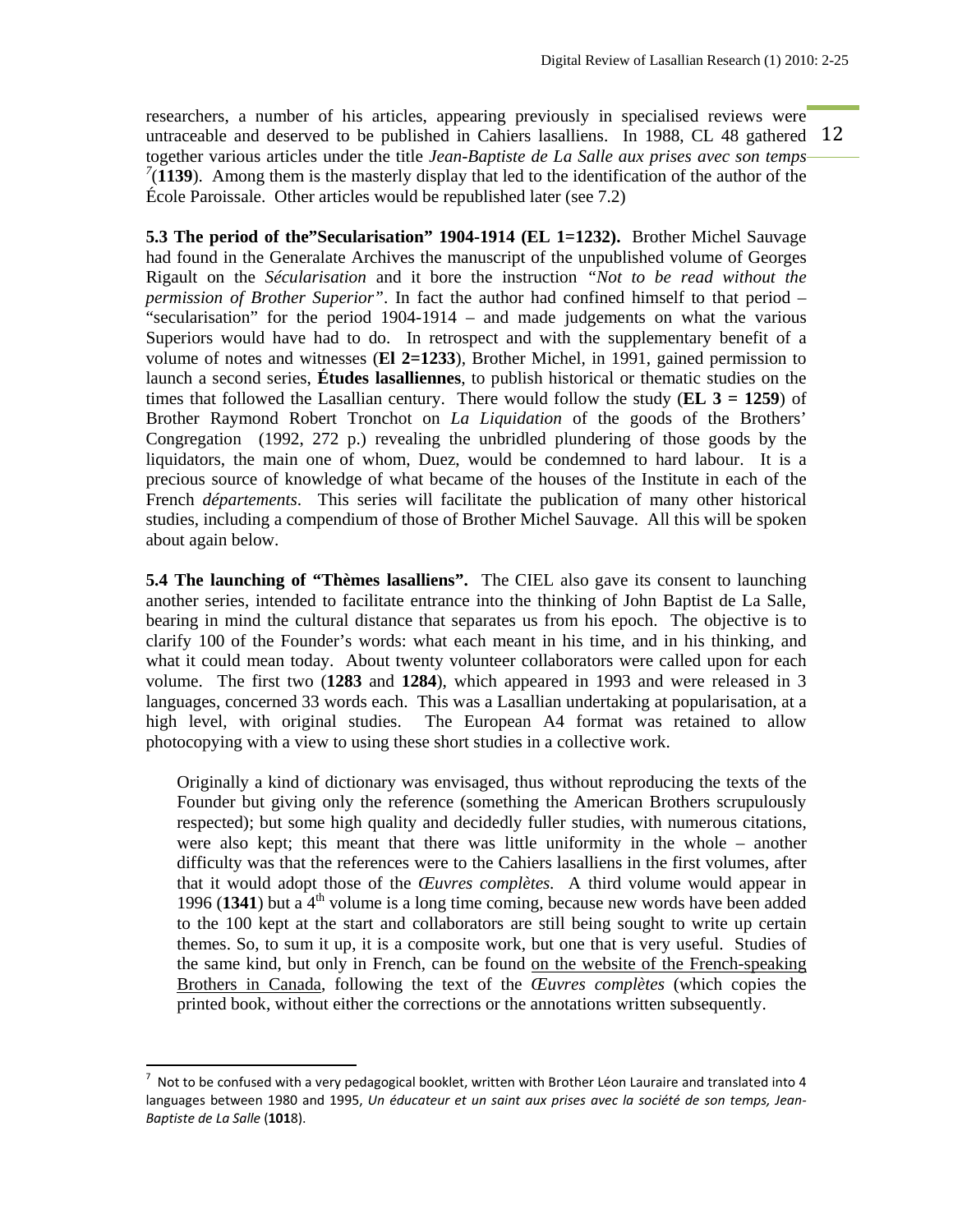researchers, a number of his articles, appearing previously in specialised reviews were untraceable and deserved to be published in Cahiers lasalliens. In 1988, CL 48 gathered together various articles under the title *Jean-Baptiste de La Salle aux prises avec son temps*[7](**1139**). Among them is the masterly display that led to the identification of the author of the École Paroissale. Other articles would be republished later (see 7.2)

**5.3 The period of the"Secularisation" 1904-1914 (EL 1=1232).** Brother Michel Sauvage had found in the Generalate Archives the manuscript of the unpublished volume of Georges Rigault on the *Sécularisation* and it bore the instruction *"Not to be read without the permission of Brother Superior"*. In fact the author had confined himself to that period – "secularisation" for the period 1904-1914 – and made judgements on what the various Superiors would have had to do. In retrospect and with the supplementary benefit of a volume of notes and witnesses (**El 2=1233**), Brother Michel, in 1991, gained permission to launch a second series, **Études lasalliennes**, to publish historical or thematic studies on the times that followed the Lasallian century. There would follow the study (**EL 3 = 1259**) of Brother Raymond Robert Tronchot on *La Liquidation* of the goods of the Brothers' Congregation (1992, 272 p.) revealing the unbridled plundering of those goods by the liquidators, the main one of whom, Duez, would be condemned to hard labour. It is a precious source of knowledge of what became of the houses of the Institute in each of the French *départements*. This series will facilitate the publication of many other historical studies, including a compendium of those of Brother Michel Sauvage. All this will be spoken about again below.

**5.4 The launching of "Thèmes lasalliens".** The CIEL also gave its consent to launching another series, intended to facilitate entrance into the thinking of John Baptist de La Salle, bearing in mind the cultural distance that separates us from his epoch. The objective is to clarify 100 of the Founder's words: what each meant in his time, and in his thinking, and what it could mean today. About twenty volunteer collaborators were called upon for each volume. The first two (**1283** and **1284**), which appeared in 1993 and were released in 3 languages, concerned 33 words each. This was a Lasallian undertaking at popularisation, at a high level, with original studies. The European A4 format was retained to allow photocopying with a view to using these short studies in a collective work.

> Originally a kind of dictionary was envisaged, thus without reproducing the texts of the Founder but giving only the reference (something the American Brothers scrupulously respected); but some high quality and decidedly fuller studies, with numerous citations, were also kept; this meant that there was little uniformity in the whole – another difficulty was that the references were to the Cahiers lasalliens in the first volumes, after that it would adopt those of the *Œuvres complètes.* A third volume would appear in 1996 (**1341**) but a 4th volume is a long time coming, because new words have been added to the 100 kept at the start and collaborators are still being sought to write up certain themes. So, to sum it up, it is a composite work, but one that is very useful. Studies of the same kind, but only in French, can be found on the website of the French-speaking Brothers in Canada, following the text of the *Œuvres complètes* (which copies the printed book, without either the corrections or the annotations written subsequently.

---

[7] Not to be confused with a very pedagogical booklet, written with Brother Léon Lauraire and translated into 4 languages between 1980 and 1995, *Un éducateur et un saint aux prises avec la société de son temps, Jean-Baptiste de La Salle* (**1018**).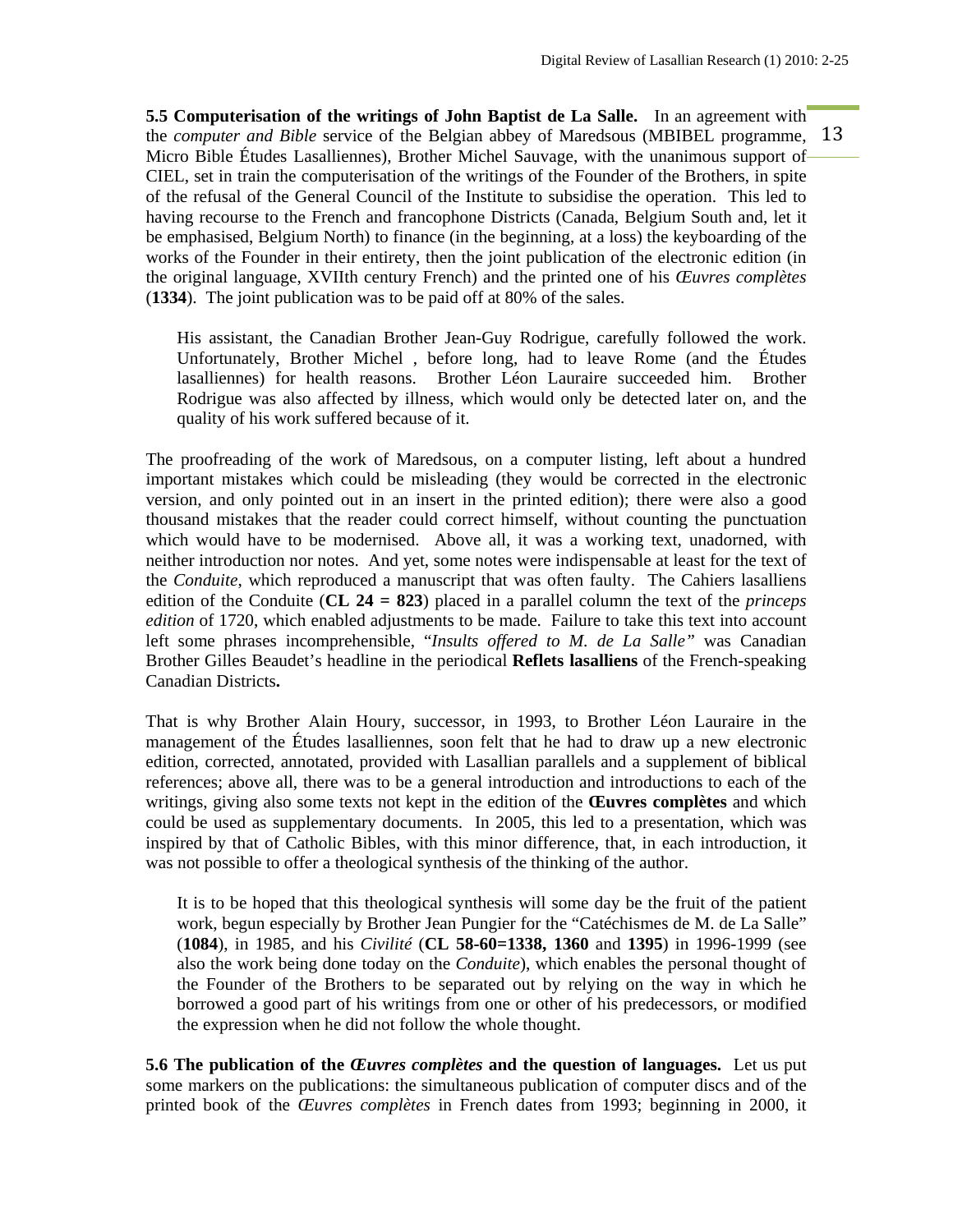**5.5 Computerisation of the writings of John Baptist de La Salle.** In an agreement with the *computer and Bible* service of the Belgian abbey of Maredsous (MBIBEL programme, Micro Bible Études Lasalliennes), Brother Michel Sauvage, with the unanimous support of CIEL, set in train the computerisation of the writings of the Founder of the Brothers, in spite of the refusal of the General Council of the Institute to subsidise the operation. This led to having recourse to the French and francophone Districts (Canada, Belgium South and, let it be emphasised, Belgium North) to finance (in the beginning, at a loss) the keyboarding of the works of the Founder in their entirety, then the joint publication of the electronic edition (in the original language, XVIIth century French) and the printed one of his *Œuvres complètes* (**1334**). The joint publication was to be paid off at 80% of the sales.

> His assistant, the Canadian Brother Jean-Guy Rodrigue, carefully followed the work. Unfortunately, Brother Michel , before long, had to leave Rome (and the Études lasalliennes) for health reasons. Brother Léon Lauraire succeeded him. Brother Rodrigue was also affected by illness, which would only be detected later on, and the quality of his work suffered because of it.

The proofreading of the work of Maredsous, on a computer listing, left about a hundred important mistakes which could be misleading (they would be corrected in the electronic version, and only pointed out in an insert in the printed edition); there were also a good thousand mistakes that the reader could correct himself, without counting the punctuation which would have to be modernised. Above all, it was a working text, unadorned, with neither introduction nor notes. And yet, some notes were indispensable at least for the text of the *Conduite*, which reproduced a manuscript that was often faulty. The Cahiers lasalliens edition of the Conduite (**CL 24 = 823**) placed in a parallel column the text of the *princeps edition* of 1720, which enabled adjustments to be made. Failure to take this text into account left some phrases incomprehensible, "*Insults offered to M. de La Salle"* was Canadian Brother Gilles Beaudet's headline in the periodical **Reflets lasalliens** of the French-speaking Canadian Districts**.**

That is why Brother Alain Houry, successor, in 1993, to Brother Léon Lauraire in the management of the Études lasalliennes, soon felt that he had to draw up a new electronic edition, corrected, annotated, provided with Lasallian parallels and a supplement of biblical references; above all, there was to be a general introduction and introductions to each of the writings, giving also some texts not kept in the edition of the **Œuvres complètes** and which could be used as supplementary documents. In 2005, this led to a presentation, which was inspired by that of Catholic Bibles, with this minor difference, that, in each introduction, it was not possible to offer a theological synthesis of the thinking of the author.

> It is to be hoped that this theological synthesis will some day be the fruit of the patient work, begun especially by Brother Jean Pungier for the "Catéchismes de M. de La Salle" (**1084**), in 1985, and his *Civilité* (**CL 58-60=1338, 1360** and **1395**) in 1996-1999 (see also the work being done today on the *Conduite*), which enables the personal thought of the Founder of the Brothers to be separated out by relying on the way in which he borrowed a good part of his writings from one or other of his predecessors, or modified the expression when he did not follow the whole thought.

**5.6 The publication of the *Œuvres complètes* and the question of languages.** Let us put some markers on the publications: the simultaneous publication of computer discs and of the printed book of the *Œuvres complètes* in French dates from 1993; beginning in 2000, it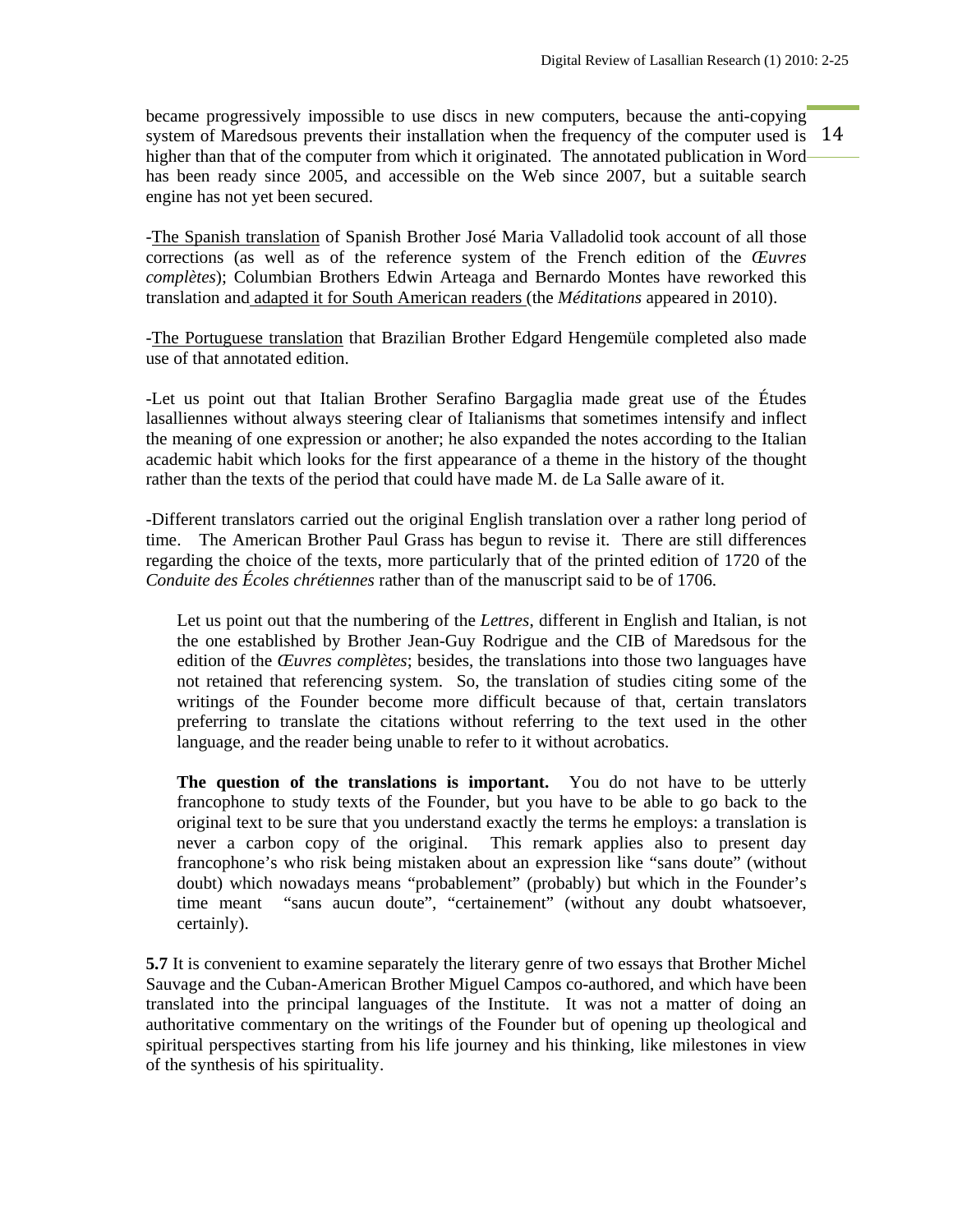became progressively impossible to use discs in new computers, because the anti-copying system of Maredsous prevents their installation when the frequency of the computer used is higher than that of the computer from which it originated. The annotated publication in Word has been ready since 2005, and accessible on the Web since 2007, but a suitable search engine has not yet been secured.

-The Spanish translation of Spanish Brother José Maria Valladolid took account of all those corrections (as well as of the reference system of the French edition of the *Œuvres complètes*); Columbian Brothers Edwin Arteaga and Bernardo Montes have reworked this translation and adapted it for South American readers (the *Méditations* appeared in 2010).

-The Portuguese translation that Brazilian Brother Edgard Hengemüle completed also made use of that annotated edition.

-Let us point out that Italian Brother Serafino Bargaglia made great use of the Études lasalliennes without always steering clear of Italianisms that sometimes intensify and inflect the meaning of one expression or another; he also expanded the notes according to the Italian academic habit which looks for the first appearance of a theme in the history of the thought rather than the texts of the period that could have made M. de La Salle aware of it.

-Different translators carried out the original English translation over a rather long period of time. The American Brother Paul Grass has begun to revise it. There are still differences regarding the choice of the texts, more particularly that of the printed edition of 1720 of the *Conduite des Écoles chrétiennes* rather than of the manuscript said to be of 1706.

> Let us point out that the numbering of the *Lettres*, different in English and Italian, is not the one established by Brother Jean-Guy Rodrigue and the CIB of Maredsous for the edition of the *Œuvres complètes*; besides, the translations into those two languages have not retained that referencing system. So, the translation of studies citing some of the writings of the Founder become more difficult because of that, certain translators preferring to translate the citations without referring to the text used in the other language, and the reader being unable to refer to it without acrobatics.
>
> **The question of the translations is important.** You do not have to be utterly francophone to study texts of the Founder, but you have to be able to go back to the original text to be sure that you understand exactly the terms he employs: a translation is never a carbon copy of the original. This remark applies also to present day francophone's who risk being mistaken about an expression like "sans doute" (without doubt) which nowadays means "probablement" (probably) but which in the Founder's time meant "sans aucun doute", "certainement" (without any doubt whatsoever, certainly).

**5.7** It is convenient to examine separately the literary genre of two essays that Brother Michel Sauvage and the Cuban-American Brother Miguel Campos co-authored, and which have been translated into the principal languages of the Institute. It was not a matter of doing an authoritative commentary on the writings of the Founder but of opening up theological and spiritual perspectives starting from his life journey and his thinking, like milestones in view of the synthesis of his spirituality.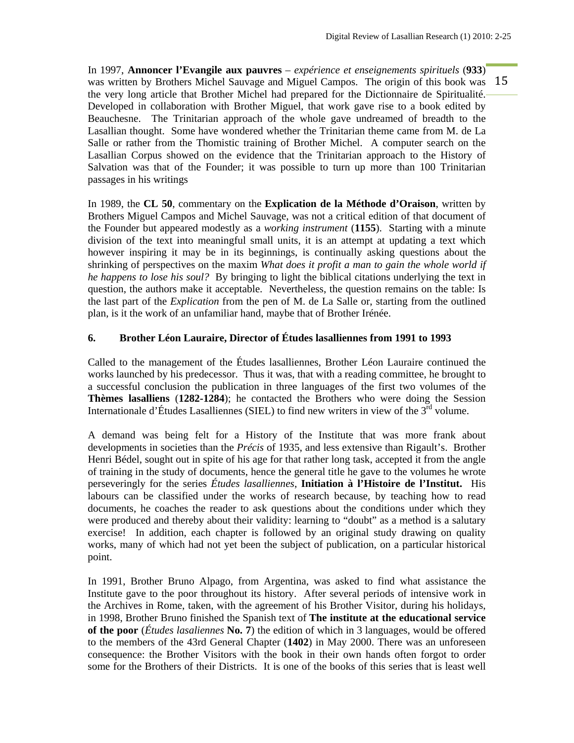In 1997, **Annoncer l'Evangile aux pauvres** – *expérience et enseignements spirituels* (**933**) was written by Brothers Michel Sauvage and Miguel Campos. The origin of this book was the very long article that Brother Michel had prepared for the Dictionnaire de Spiritualité. Developed in collaboration with Brother Miguel, that work gave rise to a book edited by Beauchesne. The Trinitarian approach of the whole gave undreamed of breadth to the Lasallian thought. Some have wondered whether the Trinitarian theme came from M. de La Salle or rather from the Thomistic training of Brother Michel. A computer search on the Lasallian Corpus showed on the evidence that the Trinitarian approach to the History of Salvation was that of the Founder; it was possible to turn up more than 100 Trinitarian passages in his writings

In 1989, the **CL 50**, commentary on the **Explication de la Méthode d'Oraison**, written by Brothers Miguel Campos and Michel Sauvage, was not a critical edition of that document of the Founder but appeared modestly as a *working instrument* (**1155**). Starting with a minute division of the text into meaningful small units, it is an attempt at updating a text which however inspiring it may be in its beginnings, is continually asking questions about the shrinking of perspectives on the maxim *What does it profit a man to gain the whole world if he happens to lose his soul?* By bringing to light the biblical citations underlying the text in question, the authors make it acceptable. Nevertheless, the question remains on the table: Is the last part of the *Explication* from the pen of M. de La Salle or, starting from the outlined plan, is it the work of an unfamiliar hand, maybe that of Brother Irénée.

### 6. Brother Léon Lauraire, Director of Études lasalliennes from 1991 to 1993

Called to the management of the Études lasalliennes, Brother Léon Lauraire continued the works launched by his predecessor. Thus it was, that with a reading committee, he brought to a successful conclusion the publication in three languages of the first two volumes of the **Thèmes lasalliens** (**1282-1284**); he contacted the Brothers who were doing the Session Internationale d'Études Lasalliennes (SIEL) to find new writers in view of the 3rd volume.

A demand was being felt for a History of the Institute that was more frank about developments in societies than the *Précis* of 1935, and less extensive than Rigault's. Brother Henri Bédel, sought out in spite of his age for that rather long task, accepted it from the angle of training in the study of documents, hence the general title he gave to the volumes he wrote perseveringly for the series *Études lasalliennes*, **Initiation à l'Histoire de l'Institut.** His labours can be classified under the works of research because, by teaching how to read documents, he coaches the reader to ask questions about the conditions under which they were produced and thereby about their validity: learning to "doubt" as a method is a salutary exercise! In addition, each chapter is followed by an original study drawing on quality works, many of which had not yet been the subject of publication, on a particular historical point.

In 1991, Brother Bruno Alpago, from Argentina, was asked to find what assistance the Institute gave to the poor throughout its history. After several periods of intensive work in the Archives in Rome, taken, with the agreement of his Brother Visitor, during his holidays, in 1998, Brother Bruno finished the Spanish text of **The institute at the educational service of the poor** (*Études lasaliennes* **No. 7**) the edition of which in 3 languages, would be offered to the members of the 43rd General Chapter (**1402**) in May 2000. There was an unforeseen consequence: the Brother Visitors with the book in their own hands often forgot to order some for the Brothers of their Districts. It is one of the books of this series that is least well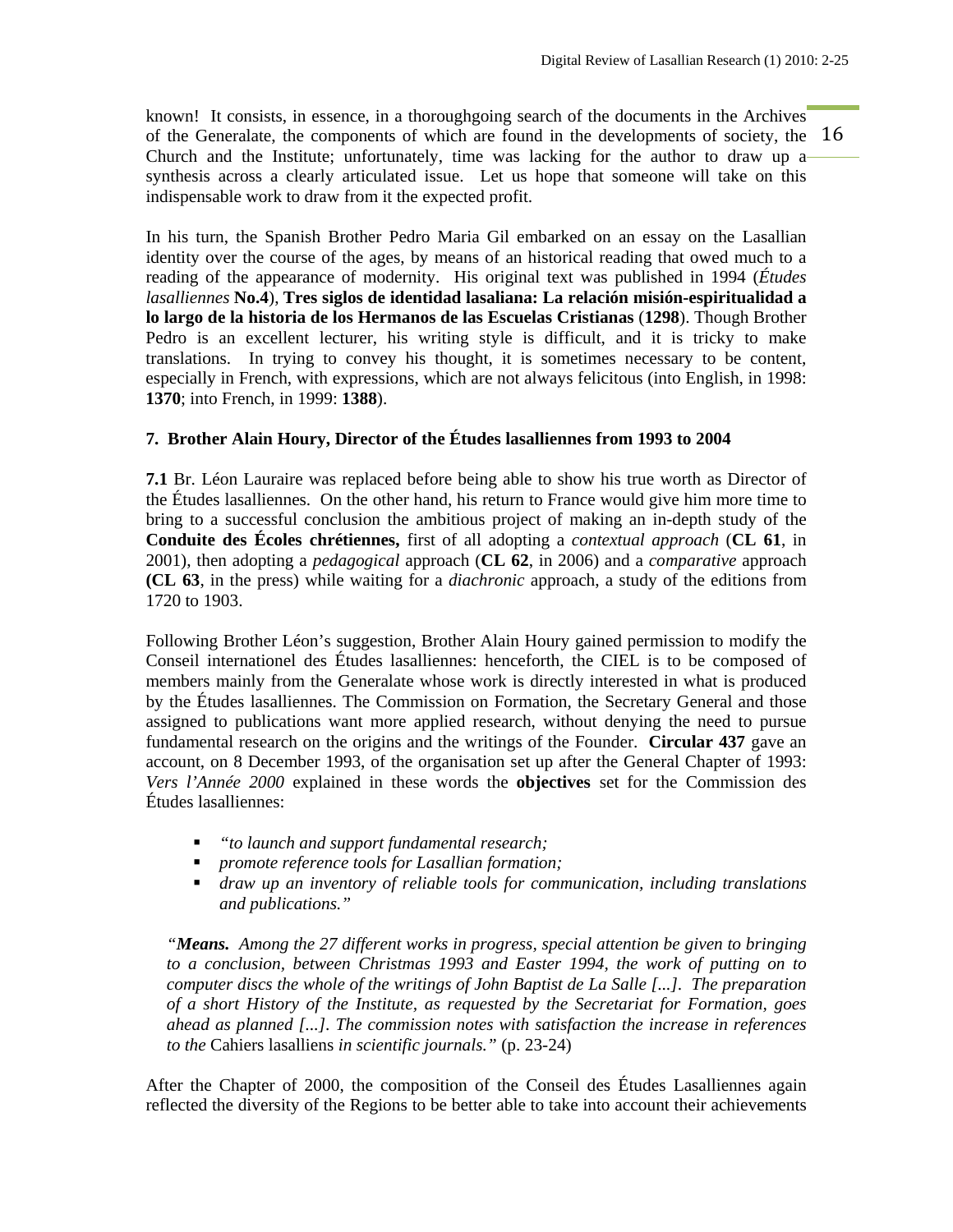known! It consists, in essence, in a thoroughgoing search of the documents in the Archives of the Generalate, the components of which are found in the developments of society, the Church and the Institute; unfortunately, time was lacking for the author to draw up a synthesis across a clearly articulated issue. Let us hope that someone will take on this indispensable work to draw from it the expected profit.

In his turn, the Spanish Brother Pedro Maria Gil embarked on an essay on the Lasallian identity over the course of the ages, by means of an historical reading that owed much to a reading of the appearance of modernity. His original text was published in 1994 (*Études lasalliennes* **No.4**), **Tres siglos de identidad lasaliana: La relación misión-espiritualidad a lo largo de la historia de los Hermanos de las Escuelas Cristianas** (**1298**). Though Brother Pedro is an excellent lecturer, his writing style is difficult, and it is tricky to make translations. In trying to convey his thought, it is sometimes necessary to be content, especially in French, with expressions, which are not always felicitous (into English, in 1998: **1370**; into French, in 1999: **1388**).

### 7. Brother Alain Houry, Director of the Études lasalliennes from 1993 to 2004

**7.1** Br. Léon Lauraire was replaced before being able to show his true worth as Director of the Études lasalliennes. On the other hand, his return to France would give him more time to bring to a successful conclusion the ambitious project of making an in-depth study of the **Conduite des Écoles chrétiennes,** first of all adopting a *contextual approach* (**CL 61**, in 2001), then adopting a *pedagogical* approach (**CL 62**, in 2006) and a *comparative* approach **(CL 63**, in the press) while waiting for a *diachronic* approach, a study of the editions from 1720 to 1903.

Following Brother Léon's suggestion, Brother Alain Houry gained permission to modify the Conseil internationel des Études lasalliennes: henceforth, the CIEL is to be composed of members mainly from the Generalate whose work is directly interested in what is produced by the Études lasalliennes. The Commission on Formation, the Secretary General and those assigned to publications want more applied research, without denying the need to pursue fundamental research on the origins and the writings of the Founder. **Circular 437** gave an account, on 8 December 1993, of the organisation set up after the General Chapter of 1993: *Vers l'Année 2000* explained in these words the **objectives** set for the Commission des Études lasalliennes:

- *"to launch and support fundamental research;*
- *promote reference tools for Lasallian formation;*
- *draw up an inventory of reliable tools for communication, including translations and publications."*

> *"**Means.** Among the 27 different works in progress, special attention be given to bringing to a conclusion, between Christmas 1993 and Easter 1994, the work of putting on to computer discs the whole of the writings of John Baptist de La Salle [...]. The preparation of a short History of the Institute, as requested by the Secretariat for Formation, goes ahead as planned [...]. The commission notes with satisfaction the increase in references to the* Cahiers lasalliens *in scientific journals."* (p. 23-24)

After the Chapter of 2000, the composition of the Conseil des Études Lasalliennes again reflected the diversity of the Regions to be better able to take into account their achievements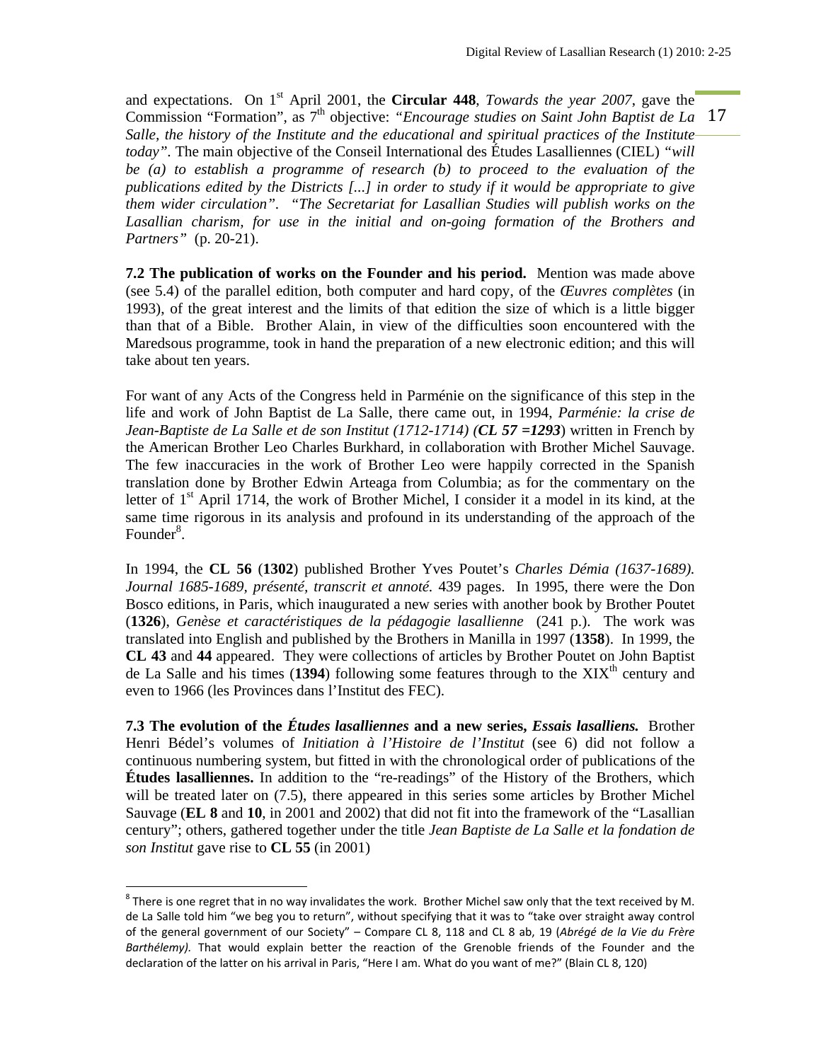and expectations. On 1st April 2001, the **Circular 448**, *Towards the year 2007*, gave the Commission "Formation", as 7th objective: *"Encourage studies on Saint John Baptist de La Salle, the history of the Institute and the educational and spiritual practices of the Institute today"*. The main objective of the Conseil International des Études Lasalliennes (CIEL) *"will be (a) to establish a programme of research (b) to proceed to the evaluation of the publications edited by the Districts [...] in order to study if it would be appropriate to give them wider circulation"*. *"The Secretariat for Lasallian Studies will publish works on the Lasallian charism, for use in the initial and on-going formation of the Brothers and Partners"* (p. 20-21).

**7.2 The publication of works on the Founder and his period.** Mention was made above (see 5.4) of the parallel edition, both computer and hard copy, of the *Œuvres complètes* (in 1993), of the great interest and the limits of that edition the size of which is a little bigger than that of a Bible. Brother Alain, in view of the difficulties soon encountered with the Maredsous programme, took in hand the preparation of a new electronic edition; and this will take about ten years.

For want of any Acts of the Congress held in Parménie on the significance of this step in the life and work of John Baptist de La Salle, there came out, in 1994, *Parménie: la crise de Jean-Baptiste de La Salle et de son Institut (1712-1714) (**CL 57 =1293**)* written in French by the American Brother Leo Charles Burkhard, in collaboration with Brother Michel Sauvage. The few inaccuracies in the work of Brother Leo were happily corrected in the Spanish translation done by Brother Edwin Arteaga from Columbia; as for the commentary on the letter of 1st April 1714, the work of Brother Michel, I consider it a model in its kind, at the same time rigorous in its analysis and profound in its understanding of the approach of the Founder[8].

In 1994, the **CL 56** (**1302**) published Brother Yves Poutet's *Charles Démia (1637-1689). Journal 1685-1689, présenté, transcrit et annoté.* 439 pages. In 1995, there were the Don Bosco editions, in Paris, which inaugurated a new series with another book by Brother Poutet (**1326**), *Genèse et caractéristiques de la pédagogie lasallienne* (241 p.). The work was translated into English and published by the Brothers in Manilla in 1997 (**1358**). In 1999, the **CL 43** and **44** appeared. They were collections of articles by Brother Poutet on John Baptist de La Salle and his times (**1394**) following some features through to the XIXth century and even to 1966 (les Provinces dans l'Institut des FEC).

**7.3 The evolution of the *Études lasalliennes* and a new series, *Essais lasalliens.*** Brother Henri Bédel's volumes of *Initiation à l'Histoire de l'Institut* (see 6) did not follow a continuous numbering system, but fitted in with the chronological order of publications of the **Études lasalliennes.** In addition to the "re-readings" of the History of the Brothers, which will be treated later on (7.5), there appeared in this series some articles by Brother Michel Sauvage (**EL 8** and **10**, in 2001 and 2002) that did not fit into the framework of the "Lasallian century"; others, gathered together under the title *Jean Baptiste de La Salle et la fondation de son Institut* gave rise to **CL 55** (in 2001)

---

[8] There is one regret that in no way invalidates the work. Brother Michel saw only that the text received by M. de La Salle told him "we beg you to return", without specifying that it was to "take over straight away control of the general government of our Society" – Compare CL 8, 118 and CL 8 ab, 19 (*Abrégé de la Vie du Frère Barthélemy).* That would explain better the reaction of the Grenoble friends of the Founder and the declaration of the latter on his arrival in Paris, "Here I am. What do you want of me?" (Blain CL 8, 120)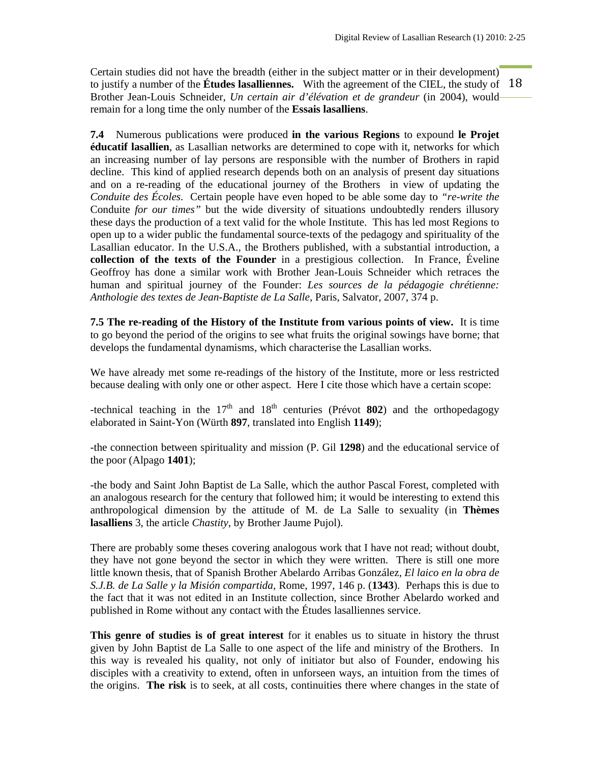Certain studies did not have the breadth (either in the subject matter or in their development) to justify a number of the **Études lasalliennes.** With the agreement of the CIEL, the study of Brother Jean-Louis Schneider, *Un certain air d'élévation et de grandeur* (in 2004), would remain for a long time the only number of the **Essais lasalliens**.

**7.4** Numerous publications were produced **in the various Regions** to expound **le Projet éducatif lasallien**, as Lasallian networks are determined to cope with it, networks for which an increasing number of lay persons are responsible with the number of Brothers in rapid decline. This kind of applied research depends both on an analysis of present day situations and on a re-reading of the educational journey of the Brothers in view of updating the *Conduite des Écoles*. Certain people have even hoped to be able some day to *"re-write the* Conduite *for our times"* but the wide diversity of situations undoubtedly renders illusory these days the production of a text valid for the whole Institute. This has led most Regions to open up to a wider public the fundamental source-texts of the pedagogy and spirituality of the Lasallian educator. In the U.S.A., the Brothers published, with a substantial introduction, a **collection of the texts of the Founder** in a prestigious collection. In France, Éveline Geoffroy has done a similar work with Brother Jean-Louis Schneider which retraces the human and spiritual journey of the Founder: *Les sources de la pédagogie chrétienne: Anthologie des textes de Jean-Baptiste de La Salle,* Paris, Salvator, 2007, 374 p.

**7.5 The re-reading of the History of the Institute from various points of view.** It is time to go beyond the period of the origins to see what fruits the original sowings have borne; that develops the fundamental dynamisms, which characterise the Lasallian works.

We have already met some re-readings of the history of the Institute, more or less restricted because dealing with only one or other aspect. Here I cite those which have a certain scope:

-technical teaching in the 17th and 18th centuries (Prévot **802**) and the orthopedagogy elaborated in Saint-Yon (Würth **897**, translated into English **1149**);

-the connection between spirituality and mission (P. Gil **1298**) and the educational service of the poor (Alpago **1401**);

-the body and Saint John Baptist de La Salle, which the author Pascal Forest, completed with an analogous research for the century that followed him; it would be interesting to extend this anthropological dimension by the attitude of M. de La Salle to sexuality (in **Thèmes lasalliens** 3, the article *Chastity*, by Brother Jaume Pujol).

There are probably some theses covering analogous work that I have not read; without doubt, they have not gone beyond the sector in which they were written. There is still one more little known thesis, that of Spanish Brother Abelardo Arribas González, *El laico en la obra de S.J.B. de La Salle y la Misión compartida,* Rome, 1997, 146 p. (**1343**). Perhaps this is due to the fact that it was not edited in an Institute collection, since Brother Abelardo worked and published in Rome without any contact with the Études lasalliennes service.

**This genre of studies is of great interest** for it enables us to situate in history the thrust given by John Baptist de La Salle to one aspect of the life and ministry of the Brothers. In this way is revealed his quality, not only of initiator but also of Founder, endowing his disciples with a creativity to extend, often in unforseen ways, an intuition from the times of the origins. **The risk** is to seek, at all costs, continuities there where changes in the state of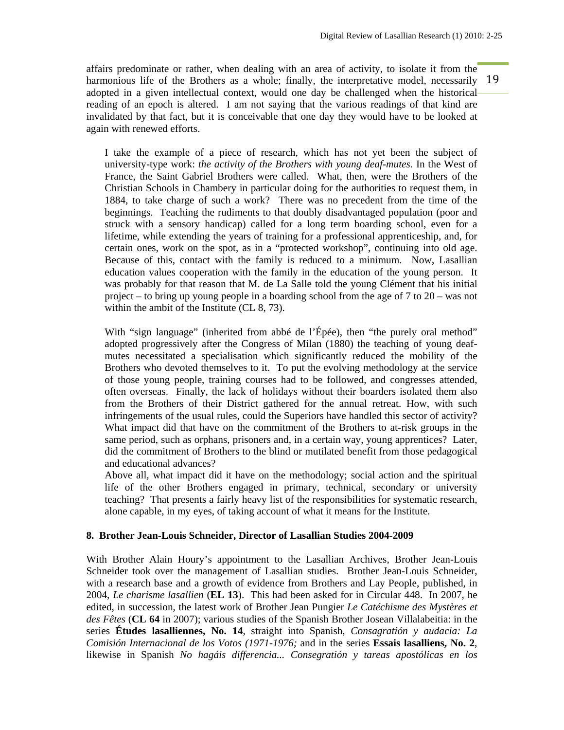affairs predominate or rather, when dealing with an area of activity, to isolate it from the harmonious life of the Brothers as a whole; finally, the interpretative model, necessarily adopted in a given intellectual context, would one day be challenged when the historical reading of an epoch is altered. I am not saying that the various readings of that kind are invalidated by that fact, but it is conceivable that one day they would have to be looked at again with renewed efforts.

> I take the example of a piece of research, which has not yet been the subject of university-type work: *the activity of the Brothers with young deaf-mutes.* In the West of France, the Saint Gabriel Brothers were called. What, then, were the Brothers of the Christian Schools in Chambery in particular doing for the authorities to request them, in 1884, to take charge of such a work? There was no precedent from the time of the beginnings. Teaching the rudiments to that doubly disadvantaged population (poor and struck with a sensory handicap) called for a long term boarding school, even for a lifetime, while extending the years of training for a professional apprenticeship, and, for certain ones, work on the spot, as in a "protected workshop", continuing into old age. Because of this, contact with the family is reduced to a minimum. Now, Lasallian education values cooperation with the family in the education of the young person. It was probably for that reason that M. de La Salle told the young Clément that his initial project – to bring up young people in a boarding school from the age of 7 to 20 – was not within the ambit of the Institute (CL 8, 73).
>
> With "sign language" (inherited from abbé de l'Épée), then "the purely oral method" adopted progressively after the Congress of Milan (1880) the teaching of young deaf-mutes necessitated a specialisation which significantly reduced the mobility of the Brothers who devoted themselves to it. To put the evolving methodology at the service of those young people, training courses had to be followed, and congresses attended, often overseas. Finally, the lack of holidays without their boarders isolated them also from the Brothers of their District gathered for the annual retreat. How, with such infringements of the usual rules, could the Superiors have handled this sector of activity? What impact did that have on the commitment of the Brothers to at-risk groups in the same period, such as orphans, prisoners and, in a certain way, young apprentices? Later, did the commitment of Brothers to the blind or mutilated benefit from those pedagogical and educational advances?
>
> Above all, what impact did it have on the methodology; social action and the spiritual life of the other Brothers engaged in primary, technical, secondary or university teaching? That presents a fairly heavy list of the responsibilities for systematic research, alone capable, in my eyes, of taking account of what it means for the Institute.

## 8. Brother Jean-Louis Schneider, Director of Lasallian Studies 2004-2009

With Brother Alain Houry's appointment to the Lasallian Archives, Brother Jean-Louis Schneider took over the management of Lasallian studies. Brother Jean-Louis Schneider, with a research base and a growth of evidence from Brothers and Lay People, published, in 2004, *Le charisme lasallien* (**EL 13**). This had been asked for in Circular 448. In 2007, he edited, in succession, the latest work of Brother Jean Pungier *Le Catéchisme des Mystères et des Fêtes* (**CL 64** in 2007); various studies of the Spanish Brother Josean Villalabeitia: in the series **Études lasalliennes, No. 14**, straight into Spanish, *Consagratión y audacia: La Comisión Internacional de los Votos (1971-1976;* and in the series **Essais lasalliens, No. 2**, likewise in Spanish *No hagáis differencia... Consegratión y tareas apostólicas en los*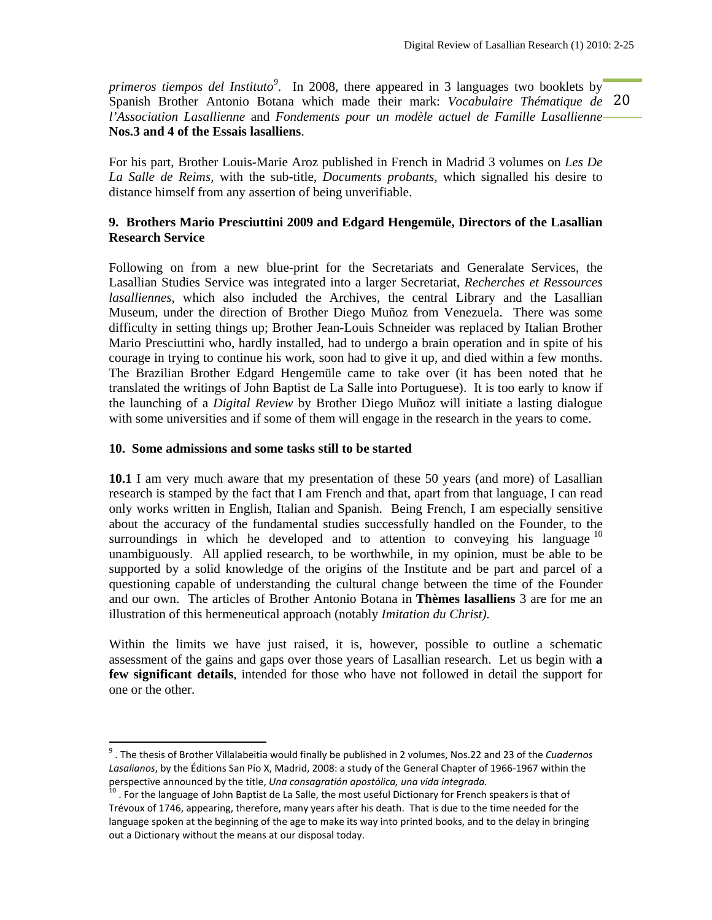*primeros tiempos del Instituto*[9]. In 2008, there appeared in 3 languages two booklets by Spanish Brother Antonio Botana which made their mark: *Vocabulaire Thématique de l'Association Lasallienne* and *Fondements pour un modèle actuel de Famille Lasallienne* **Nos.3 and 4 of the Essais lasalliens**.

For his part, Brother Louis-Marie Aroz published in French in Madrid 3 volumes on *Les De La Salle de Reims*, with the sub-title, *Documents probants*, which signalled his desire to distance himself from any assertion of being unverifiable.

### 9. Brothers Mario Presciuttini 2009 and Edgard Hengemüle, Directors of the Lasallian Research Service

Following on from a new blue-print for the Secretariats and Generalate Services, the Lasallian Studies Service was integrated into a larger Secretariat, *Recherches et Ressources lasalliennes*, which also included the Archives, the central Library and the Lasallian Museum, under the direction of Brother Diego Muñoz from Venezuela. There was some difficulty in setting things up; Brother Jean-Louis Schneider was replaced by Italian Brother Mario Presciuttini who, hardly installed, had to undergo a brain operation and in spite of his courage in trying to continue his work, soon had to give it up, and died within a few months. The Brazilian Brother Edgard Hengemüle came to take over (it has been noted that he translated the writings of John Baptist de La Salle into Portuguese). It is too early to know if the launching of a *Digital Review* by Brother Diego Muñoz will initiate a lasting dialogue with some universities and if some of them will engage in the research in the years to come.

### 10. Some admissions and some tasks still to be started

**10.1** I am very much aware that my presentation of these 50 years (and more) of Lasallian research is stamped by the fact that I am French and that, apart from that language, I can read only works written in English, Italian and Spanish. Being French, I am especially sensitive about the accuracy of the fundamental studies successfully handled on the Founder, to the surroundings in which he developed and to attention to conveying his language [10] unambiguously. All applied research, to be worthwhile, in my opinion, must be able to be supported by a solid knowledge of the origins of the Institute and be part and parcel of a questioning capable of understanding the cultural change between the time of the Founder and our own. The articles of Brother Antonio Botana in **Thèmes lasalliens** 3 are for me an illustration of this hermeneutical approach (notably *Imitation du Christ)*.

Within the limits we have just raised, it is, however, possible to outline a schematic assessment of the gains and gaps over those years of Lasallian research. Let us begin with **a few significant details**, intended for those who have not followed in detail the support for one or the other.

---

[9] . The thesis of Brother Villalabeitia would finally be published in 2 volumes, Nos.22 and 23 of the *Cuadernos Lasalianos*, by the Éditions San Pío X, Madrid, 2008: a study of the General Chapter of 1966-1967 within the perspective announced by the title, *Una consagratión apostólica, una vida integrada.*

[10] . For the language of John Baptist de La Salle, the most useful Dictionary for French speakers is that of Trévoux of 1746, appearing, therefore, many years after his death. That is due to the time needed for the language spoken at the beginning of the age to make its way into printed books, and to the delay in bringing out a Dictionary without the means at our disposal today.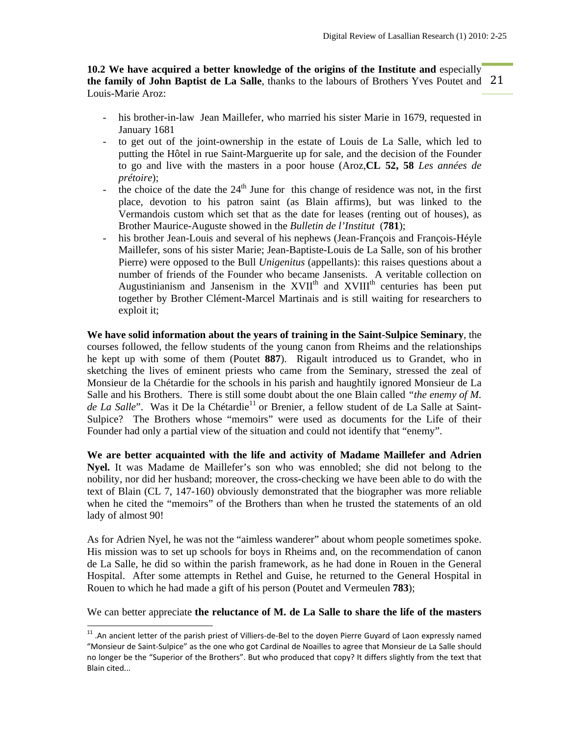**10.2 We have acquired a better knowledge of the origins of the Institute and** especially **the family of John Baptist de La Salle**, thanks to the labours of Brothers Yves Poutet and Louis-Marie Aroz:

- his brother-in-law Jean Maillefer, who married his sister Marie in 1679, requested in January 1681
- to get out of the joint-ownership in the estate of Louis de La Salle, which led to putting the Hôtel in rue Saint-Marguerite up for sale, and the decision of the Founder to go and live with the masters in a poor house (Aroz,**CL 52, 58** *Les années de prétoire*);
- the choice of the date the 24th June for this change of residence was not, in the first place, devotion to his patron saint (as Blain affirms), but was linked to the Vermandois custom which set that as the date for leases (renting out of houses), as Brother Maurice-Auguste showed in the *Bulletin de l'Institut* (**781**);
- his brother Jean-Louis and several of his nephews (Jean-François and François-Héyle Maillefer, sons of his sister Marie; Jean-Baptiste-Louis de La Salle, son of his brother Pierre) were opposed to the Bull *Unigenitus* (appellants): this raises questions about a number of friends of the Founder who became Jansenists. A veritable collection on Augustinianism and Jansenism in the XVIIth and XVIIIth centuries has been put together by Brother Clément-Marcel Martinais and is still waiting for researchers to exploit it;

**We have solid information about the years of training in the Saint-Sulpice Seminary**, the courses followed, the fellow students of the young canon from Rheims and the relationships he kept up with some of them (Poutet **887**). Rigault introduced us to Grandet, who in sketching the lives of eminent priests who came from the Seminary, stressed the zeal of Monsieur de la Chétardie for the schools in his parish and haughtily ignored Monsieur de La Salle and his Brothers. There is still some doubt about the one Blain called *"the enemy of M. de La Salle*". Was it De la Chétardie[11] or Brenier, a fellow student of de La Salle at Saint-Sulpice? The Brothers whose "memoirs" were used as documents for the Life of their Founder had only a partial view of the situation and could not identify that "enemy".

**We are better acquainted with the life and activity of Madame Maillefer and Adrien Nyel.** It was Madame de Maillefer's son who was ennobled; she did not belong to the nobility, nor did her husband; moreover, the cross-checking we have been able to do with the text of Blain (CL 7, 147-160) obviously demonstrated that the biographer was more reliable when he cited the "memoirs" of the Brothers than when he trusted the statements of an old lady of almost 90!

As for Adrien Nyel, he was not the "aimless wanderer" about whom people sometimes spoke. His mission was to set up schools for boys in Rheims and, on the recommendation of canon de La Salle, he did so within the parish framework, as he had done in Rouen in the General Hospital. After some attempts in Rethel and Guise, he returned to the General Hospital in Rouen to which he had made a gift of his person (Poutet and Vermeulen **783**);

We can better appreciate **the reluctance of M. de La Salle to share the life of the masters**

---

[11] .An ancient letter of the parish priest of Villiers-de-Bel to the doyen Pierre Guyard of Laon expressly named "Monsieur de Saint-Sulpice" as the one who got Cardinal de Noailles to agree that Monsieur de La Salle should no longer be the "Superior of the Brothers". But who produced that copy? It differs slightly from the text that Blain cited...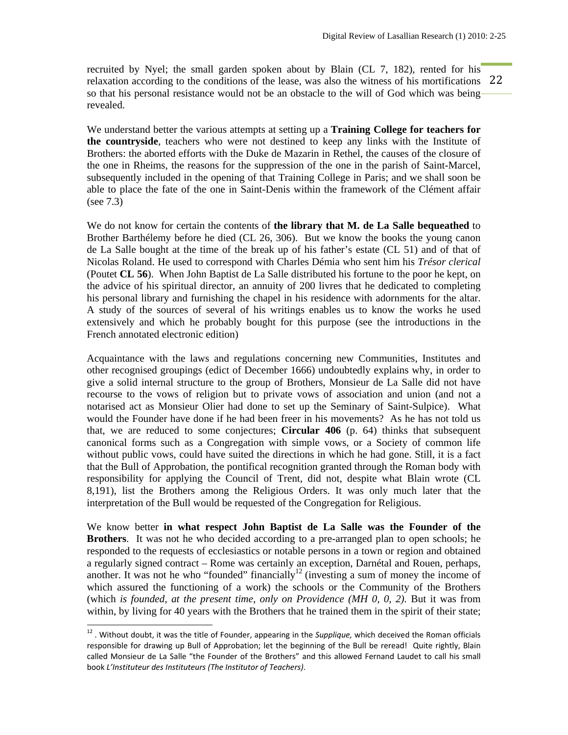recruited by Nyel; the small garden spoken about by Blain (CL 7, 182), rented for his relaxation according to the conditions of the lease, was also the witness of his mortifications so that his personal resistance would not be an obstacle to the will of God which was being revealed.

We understand better the various attempts at setting up a **Training College for teachers for the countryside**, teachers who were not destined to keep any links with the Institute of Brothers: the aborted efforts with the Duke de Mazarin in Rethel, the causes of the closure of the one in Rheims, the reasons for the suppression of the one in the parish of Saint-Marcel, subsequently included in the opening of that Training College in Paris; and we shall soon be able to place the fate of the one in Saint-Denis within the framework of the Clément affair (see 7.3)

We do not know for certain the contents of **the library that M. de La Salle bequeathed** to Brother Barthélemy before he died (CL 26, 306). But we know the books the young canon de La Salle bought at the time of the break up of his father's estate (CL 51) and of that of Nicolas Roland. He used to correspond with Charles Démia who sent him his *Trésor clerical* (Poutet **CL 56**). When John Baptist de La Salle distributed his fortune to the poor he kept, on the advice of his spiritual director, an annuity of 200 livres that he dedicated to completing his personal library and furnishing the chapel in his residence with adornments for the altar. A study of the sources of several of his writings enables us to know the works he used extensively and which he probably bought for this purpose (see the introductions in the French annotated electronic edition)

Acquaintance with the laws and regulations concerning new Communities, Institutes and other recognised groupings (edict of December 1666) undoubtedly explains why, in order to give a solid internal structure to the group of Brothers, Monsieur de La Salle did not have recourse to the vows of religion but to private vows of association and union (and not a notarised act as Monsieur Olier had done to set up the Seminary of Saint-Sulpice). What would the Founder have done if he had been freer in his movements? As he has not told us that, we are reduced to some conjectures; **Circular 406** (p. 64) thinks that subsequent canonical forms such as a Congregation with simple vows, or a Society of common life without public vows, could have suited the directions in which he had gone. Still, it is a fact that the Bull of Approbation, the pontifical recognition granted through the Roman body with responsibility for applying the Council of Trent, did not, despite what Blain wrote (CL 8,191), list the Brothers among the Religious Orders. It was only much later that the interpretation of the Bull would be requested of the Congregation for Religious.

We know better **in what respect John Baptist de La Salle was the Founder of the Brothers**. It was not he who decided according to a pre-arranged plan to open schools; he responded to the requests of ecclesiastics or notable persons in a town or region and obtained a regularly signed contract – Rome was certainly an exception, Darnétal and Rouen, perhaps, another. It was not he who "founded" financially[12] (investing a sum of money the income of which assured the functioning of a work) the schools or the Community of the Brothers (which *is founded, at the present time, only on Providence (MH 0, 0, 2).* But it was from within, by living for 40 years with the Brothers that he trained them in the spirit of their state;

---

[12] . Without doubt, it was the title of Founder, appearing in the *Supplique,* which deceived the Roman officials responsible for drawing up Bull of Approbation; let the beginning of the Bull be reread! Quite rightly, Blain called Monsieur de La Salle "the Founder of the Brothers" and this allowed Fernand Laudet to call his small book *L'Instituteur des Instituteurs (The Institutor of Teachers)*.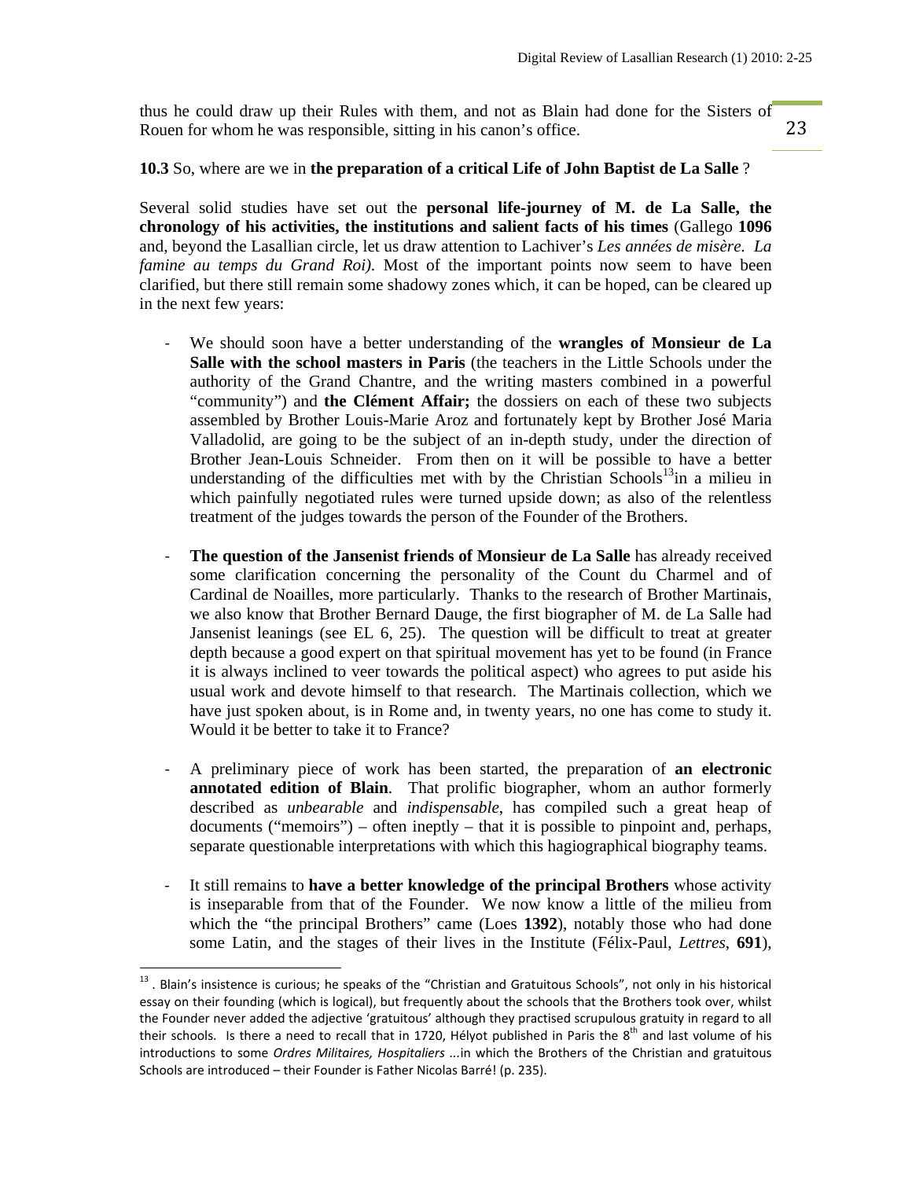thus he could draw up their Rules with them, and not as Blain had done for the Sisters of Rouen for whom he was responsible, sitting in his canon's office.

**10.3** So, where are we in **the preparation of a critical Life of John Baptist de La Salle** ?

Several solid studies have set out the **personal life-journey of M. de La Salle, the chronology of his activities, the institutions and salient facts of his times** (Gallego **1096** and, beyond the Lasallian circle, let us draw attention to Lachiver's *Les années de misère. La famine au temps du Grand Roi).* Most of the important points now seem to have been clarified, but there still remain some shadowy zones which, it can be hoped, can be cleared up in the next few years:

- We should soon have a better understanding of the **wrangles of Monsieur de La Salle with the school masters in Paris** (the teachers in the Little Schools under the authority of the Grand Chantre, and the writing masters combined in a powerful "community") and **the Clément Affair;** the dossiers on each of these two subjects assembled by Brother Louis-Marie Aroz and fortunately kept by Brother José Maria Valladolid, are going to be the subject of an in-depth study, under the direction of Brother Jean-Louis Schneider. From then on it will be possible to have a better understanding of the difficulties met with by the Christian Schools[13] in a milieu in which painfully negotiated rules were turned upside down; as also of the relentless treatment of the judges towards the person of the Founder of the Brothers.

- **The question of the Jansenist friends of Monsieur de La Salle** has already received some clarification concerning the personality of the Count du Charmel and of Cardinal de Noailles, more particularly. Thanks to the research of Brother Martinais, we also know that Brother Bernard Dauge, the first biographer of M. de La Salle had Jansenist leanings (see EL 6, 25). The question will be difficult to treat at greater depth because a good expert on that spiritual movement has yet to be found (in France it is always inclined to veer towards the political aspect) who agrees to put aside his usual work and devote himself to that research. The Martinais collection, which we have just spoken about, is in Rome and, in twenty years, no one has come to study it. Would it be better to take it to France?

- A preliminary piece of work has been started, the preparation of **an electronic annotated edition of Blain**. That prolific biographer, whom an author formerly described as *unbearable* and *indispensable*, has compiled such a great heap of documents ("memoirs") – often ineptly – that it is possible to pinpoint and, perhaps, separate questionable interpretations with which this hagiographical biography teams.

- It still remains to **have a better knowledge of the principal Brothers** whose activity is inseparable from that of the Founder. We now know a little of the milieu from which the "the principal Brothers" came (Loes **1392**), notably those who had done some Latin, and the stages of their lives in the Institute (Félix-Paul, *Lettres*, **691**),

---

[13] . Blain's insistence is curious; he speaks of the "Christian and Gratuitous Schools", not only in his historical essay on their founding (which is logical), but frequently about the schools that the Brothers took over, whilst the Founder never added the adjective 'gratuitous' although they practised scrupulous gratuity in regard to all their schools. Is there a need to recall that in 1720, Hélyot published in Paris the 8th and last volume of his introductions to some *Ordres Militaires, Hospitaliers* ...in which the Brothers of the Christian and gratuitous Schools are introduced – their Founder is Father Nicolas Barré! (p. 235).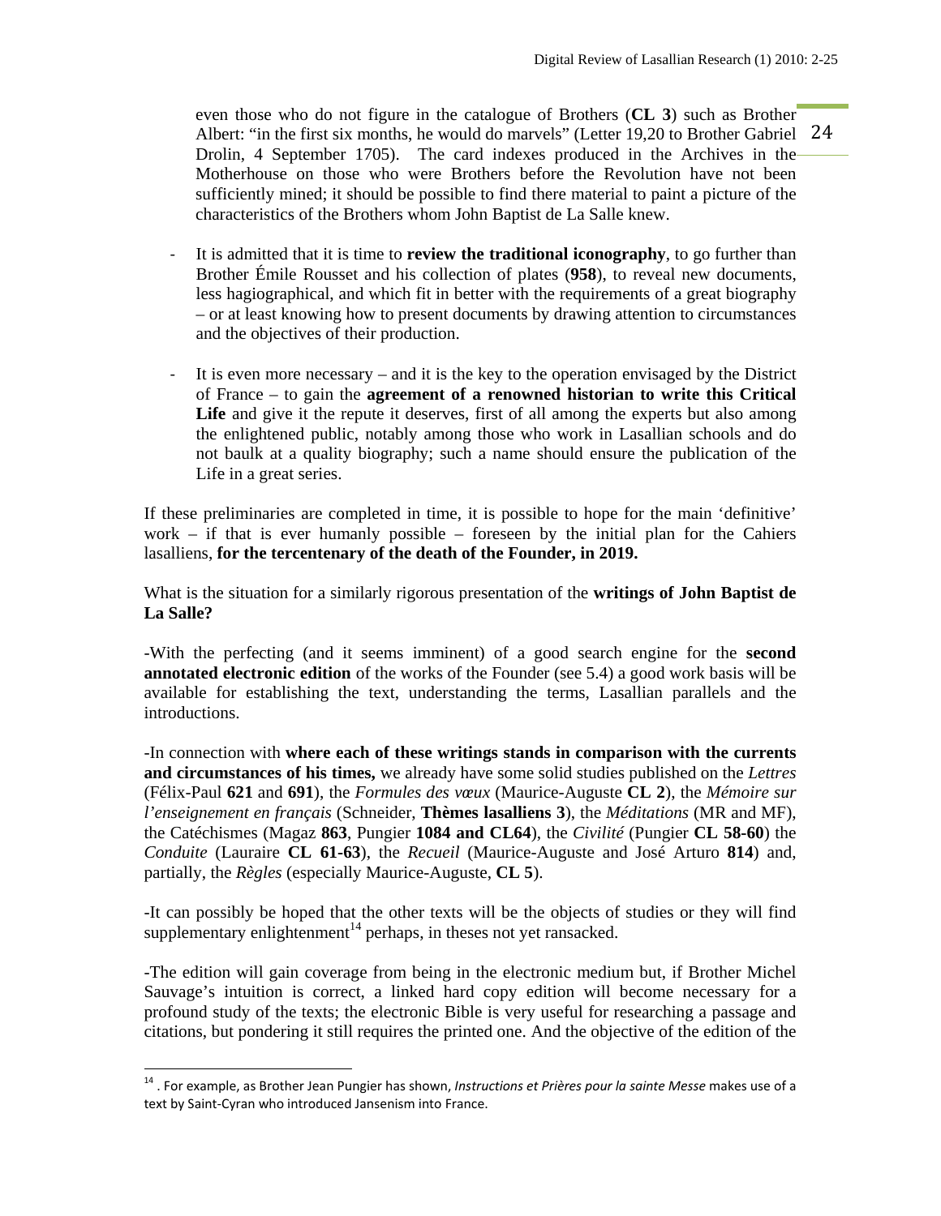even those who do not figure in the catalogue of Brothers (**CL 3**) such as Brother Albert: "in the first six months, he would do marvels" (Letter 19,20 to Brother Gabriel Drolin, 4 September 1705). The card indexes produced in the Archives in the Motherhouse on those who were Brothers before the Revolution have not been sufficiently mined; it should be possible to find there material to paint a picture of the characteristics of the Brothers whom John Baptist de La Salle knew.

- It is admitted that it is time to **review the traditional iconography**, to go further than Brother Émile Rousset and his collection of plates (**958**), to reveal new documents, less hagiographical, and which fit in better with the requirements of a great biography – or at least knowing how to present documents by drawing attention to circumstances and the objectives of their production.

- It is even more necessary – and it is the key to the operation envisaged by the District of France – to gain the **agreement of a renowned historian to write this Critical Life** and give it the repute it deserves, first of all among the experts but also among the enlightened public, notably among those who work in Lasallian schools and do not baulk at a quality biography; such a name should ensure the publication of the Life in a great series.

If these preliminaries are completed in time, it is possible to hope for the main 'definitive' work – if that is ever humanly possible – foreseen by the initial plan for the Cahiers lasalliens, **for the tercentenary of the death of the Founder, in 2019.**

What is the situation for a similarly rigorous presentation of the **writings of John Baptist de La Salle?**

-With the perfecting (and it seems imminent) of a good search engine for the **second annotated electronic edition** of the works of the Founder (see 5.4) a good work basis will be available for establishing the text, understanding the terms, Lasallian parallels and the introductions.

-In connection with **where each of these writings stands in comparison with the currents and circumstances of his times,** we already have some solid studies published on the *Lettres* (Félix-Paul **621** and **691**), the *Formules des vœux* (Maurice-Auguste **CL 2**), the *Mémoire sur l'enseignement en français* (Schneider, **Thèmes lasalliens 3**), the *Méditations* (MR and MF), the Catéchismes (Magaz **863**, Pungier **1084 and CL64**), the *Civilité* (Pungier **CL 58-60**) the *Conduite* (Lauraire **CL 61-63**), the *Recueil* (Maurice-Auguste and José Arturo **814**) and, partially, the *Règles* (especially Maurice-Auguste, **CL 5**).

-It can possibly be hoped that the other texts will be the objects of studies or they will find supplementary enlightenment[14] perhaps, in theses not yet ransacked.

-The edition will gain coverage from being in the electronic medium but, if Brother Michel Sauvage's intuition is correct, a linked hard copy edition will become necessary for a profound study of the texts; the electronic Bible is very useful for researching a passage and citations, but pondering it still requires the printed one. And the objective of the edition of the

---

[14] . For example, as Brother Jean Pungier has shown, *Instructions et Prières pour la sainte Messe* makes use of a text by Saint-Cyran who introduced Jansenism into France.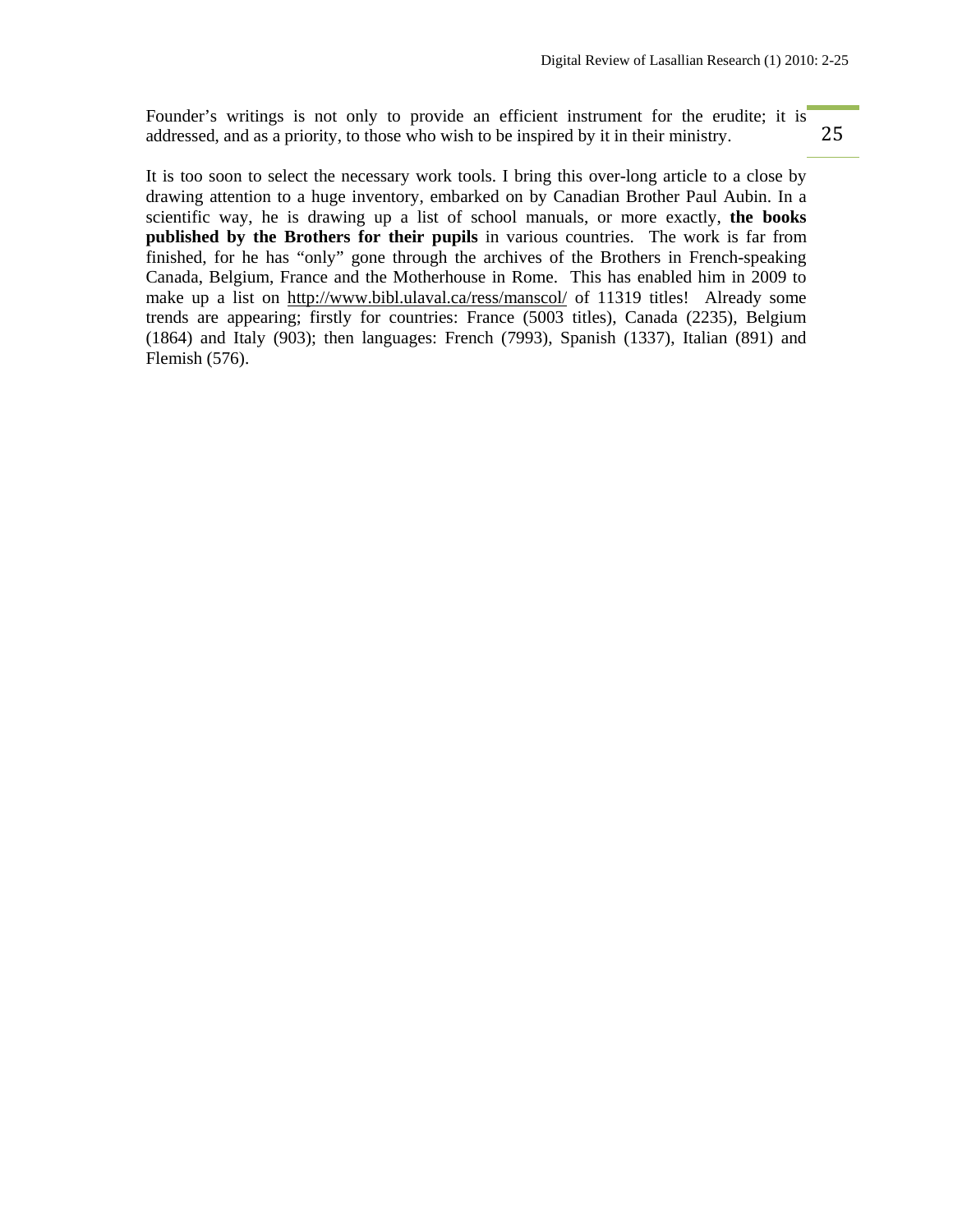Founder's writings is not only to provide an efficient instrument for the erudite; it is addressed, and as a priority, to those who wish to be inspired by it in their ministry.

It is too soon to select the necessary work tools. I bring this over-long article to a close by drawing attention to a huge inventory, embarked on by Canadian Brother Paul Aubin. In a scientific way, he is drawing up a list of school manuals, or more exactly, **the books published by the Brothers for their pupils** in various countries. The work is far from finished, for he has "only" gone through the archives of the Brothers in French-speaking Canada, Belgium, France and the Motherhouse in Rome. This has enabled him in 2009 to make up a list on http://www.bibl.ulaval.ca/ress/manscol/ of 11319 titles! Already some trends are appearing; firstly for countries: France (5003 titles), Canada (2235), Belgium (1864) and Italy (903); then languages: French (7993), Spanish (1337), Italian (891) and Flemish (576).